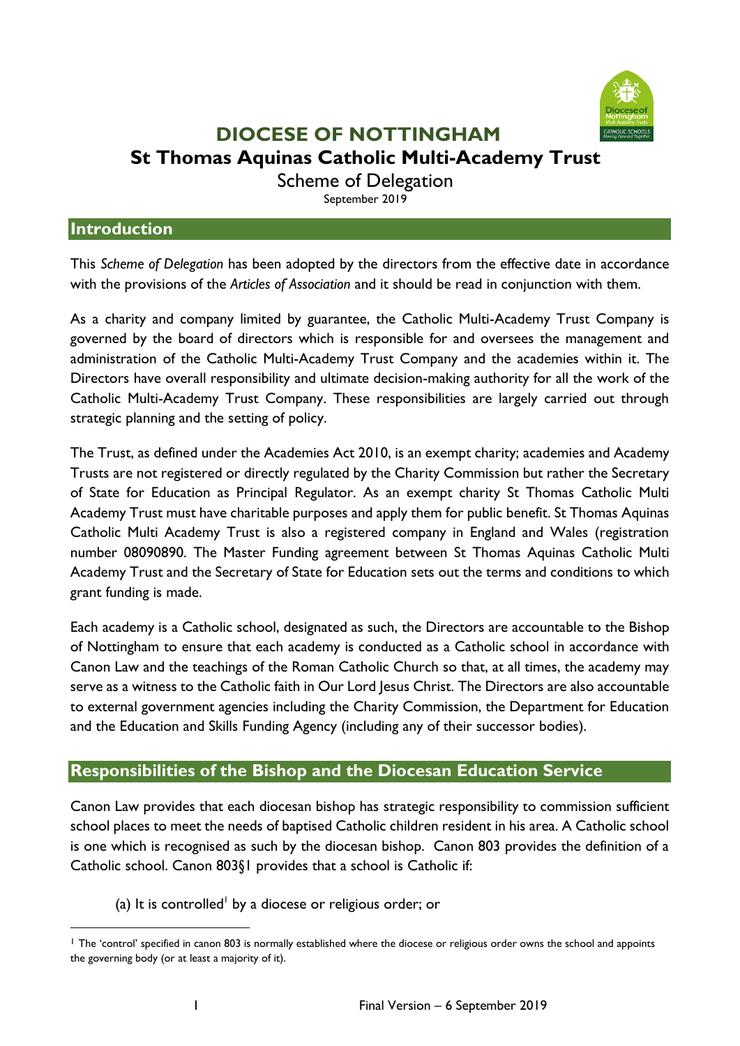# DIOCESE OF NOTTINGHAM

## St Thomas Aquinas Catholic Multi-Academy Trust

Scheme of Delegation

September 2019

## Introduction

This *Scheme of Delegation* has been adopted by the directors from the effective date in accordance with the provisions of the *Articles of Association* and it should be read in conjunction with them.

As a charity and company limited by guarantee, the Catholic Multi-Academy Trust Company is governed by the board of directors which is responsible for and oversees the management and administration of the Catholic Multi-Academy Trust Company and the academies within it. The Directors have overall responsibility and ultimate decision-making authority for all the work of the Catholic Multi-Academy Trust Company. These responsibilities are largely carried out through strategic planning and the setting of policy.

The Trust, as defined under the Academies Act 2010, is an exempt charity; academies and Academy Trusts are not registered or directly regulated by the Charity Commission but rather the Secretary of State for Education as Principal Regulator. As an exempt charity St Thomas Catholic Multi Academy Trust must have charitable purposes and apply them for public benefit. St Thomas Aquinas Catholic Multi Academy Trust is also a registered company in England and Wales (registration number 08090890. The Master Funding agreement between St Thomas Aquinas Catholic Multi Academy Trust and the Secretary of State for Education sets out the terms and conditions to which grant funding is made.

Each academy is a Catholic school, designated as such, the Directors are accountable to the Bishop of Nottingham to ensure that each academy is conducted as a Catholic school in accordance with Canon Law and the teachings of the Roman Catholic Church so that, at all times, the academy may serve as a witness to the Catholic faith in Our Lord Jesus Christ. The Directors are also accountable to external government agencies including the Charity Commission, the Department for Education and the Education and Skills Funding Agency (including any of their successor bodies).

## Responsibilities of the Bishop and the Diocesan Education Service

Canon Law provides that each diocesan bishop has strategic responsibility to commission sufficient school places to meet the needs of baptised Catholic children resident in his area. A Catholic school is one which is recognised as such by the diocesan bishop. Canon 803 provides the definition of a Catholic school. Canon 803§1 provides that a school is Catholic if:

(a) It is controlled[1] by a diocese or religious order; or

---

[1] The 'control' specified in canon 803 is normally established where the diocese or religious order owns the school and appoints the governing body (or at least a majority of it).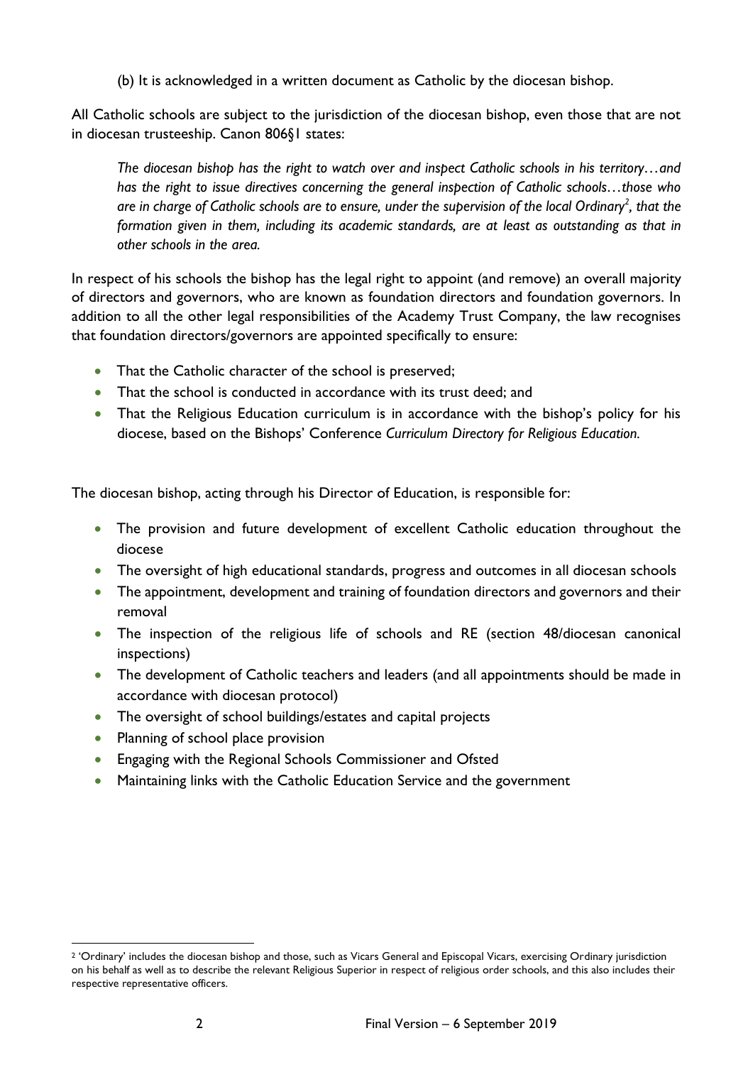(b) It is acknowledged in a written document as Catholic by the diocesan bishop.

All Catholic schools are subject to the jurisdiction of the diocesan bishop, even those that are not in diocesan trusteeship. Canon 806§1 states:

> *The diocesan bishop has the right to watch over and inspect Catholic schools in his territory…and has the right to issue directives concerning the general inspection of Catholic schools…those who are in charge of Catholic schools are to ensure, under the supervision of the local Ordinary[2], that the formation given in them, including its academic standards, are at least as outstanding as that in other schools in the area.*

In respect of his schools the bishop has the legal right to appoint (and remove) an overall majority of directors and governors, who are known as foundation directors and foundation governors. In addition to all the other legal responsibilities of the Academy Trust Company, the law recognises that foundation directors/governors are appointed specifically to ensure:

- That the Catholic character of the school is preserved;
- That the school is conducted in accordance with its trust deed; and
- That the Religious Education curriculum is in accordance with the bishop's policy for his diocese, based on the Bishops' Conference *Curriculum Directory for Religious Education.*

The diocesan bishop, acting through his Director of Education, is responsible for:

- The provision and future development of excellent Catholic education throughout the diocese
- The oversight of high educational standards, progress and outcomes in all diocesan schools
- The appointment, development and training of foundation directors and governors and their removal
- The inspection of the religious life of schools and RE (section 48/diocesan canonical inspections)
- The development of Catholic teachers and leaders (and all appointments should be made in accordance with diocesan protocol)
- The oversight of school buildings/estates and capital projects
- Planning of school place provision
- Engaging with the Regional Schools Commissioner and Ofsted
- Maintaining links with the Catholic Education Service and the government

[2] 'Ordinary' includes the diocesan bishop and those, such as Vicars General and Episcopal Vicars, exercising Ordinary jurisdiction on his behalf as well as to describe the relevant Religious Superior in respect of religious order schools, and this also includes their respective representative officers.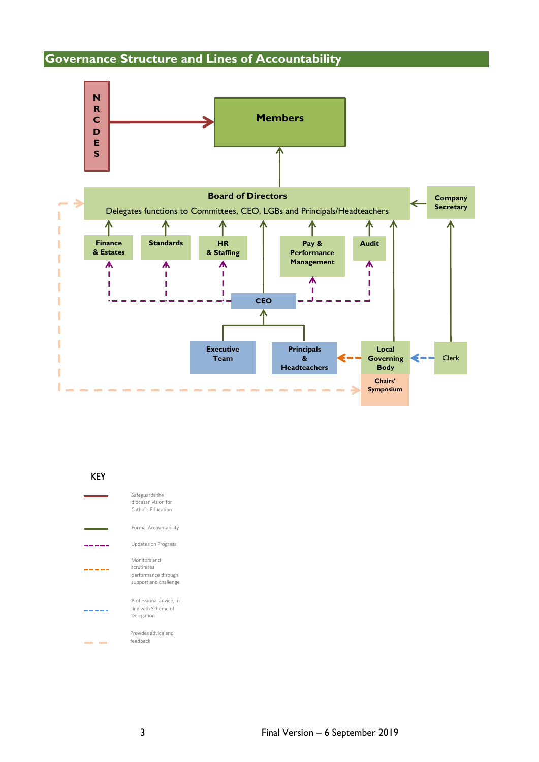## Governance Structure and Lines of Accountability

N R C D E S

Members

Board of Directors

Delegates functions to Committees, CEO, LGBs and Principals/Headteachers

Company Secretary

Finance & Estates

Standards

HR & Staffing

Pay & Performance Management

Audit

CEO

Executive Team

Principals & Headteachers

Local Governing Body

Chairs' Symposium

Clerk

KEY

| Line | Meaning |
| --- | --- |
| Solid red | Safeguards the diocesan vision for Catholic Education |
| Solid green | Formal Accountability |
| Purple dashed | Updates on Progress |
| Orange dashed | Monitors and scrutinises performance through support and challenge |
| Blue dashed | Professional advice, in line with Scheme of Delegation |
| Peach dashed | Provides advice and feedback |

Final Version – 6 September 2019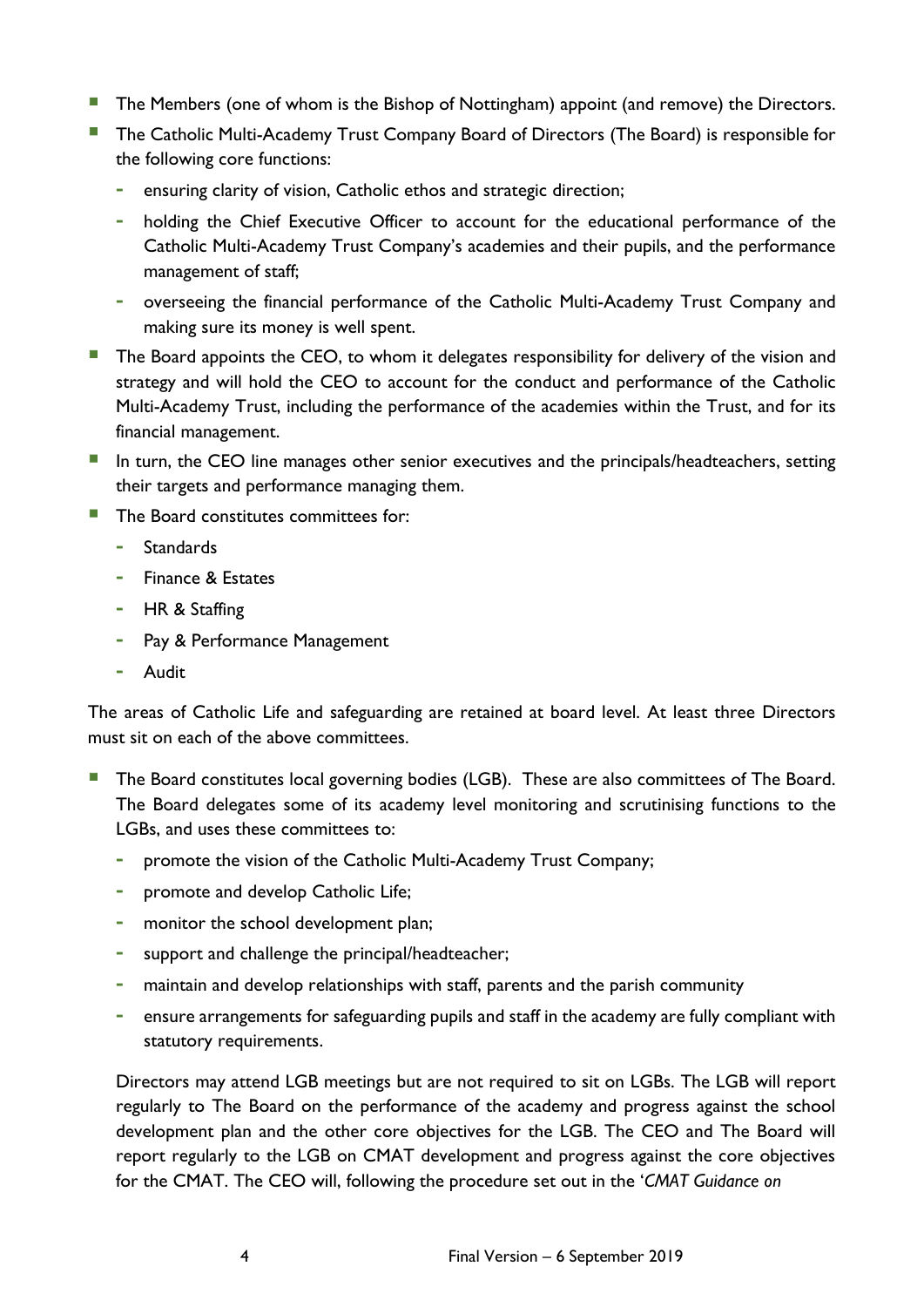- The Members (one of whom is the Bishop of Nottingham) appoint (and remove) the Directors.
- The Catholic Multi-Academy Trust Company Board of Directors (The Board) is responsible for the following core functions:
  - ensuring clarity of vision, Catholic ethos and strategic direction;
  - holding the Chief Executive Officer to account for the educational performance of the Catholic Multi-Academy Trust Company's academies and their pupils, and the performance management of staff;
  - overseeing the financial performance of the Catholic Multi-Academy Trust Company and making sure its money is well spent.
- The Board appoints the CEO, to whom it delegates responsibility for delivery of the vision and strategy and will hold the CEO to account for the conduct and performance of the Catholic Multi-Academy Trust, including the performance of the academies within the Trust, and for its financial management.
- In turn, the CEO line manages other senior executives and the principals/headteachers, setting their targets and performance managing them.
- The Board constitutes committees for:
  - Standards
  - Finance & Estates
  - HR & Staffing
  - Pay & Performance Management
  - Audit

The areas of Catholic Life and safeguarding are retained at board level. At least three Directors must sit on each of the above committees.

- The Board constitutes local governing bodies (LGB). These are also committees of The Board. The Board delegates some of its academy level monitoring and scrutinising functions to the LGBs, and uses these committees to:
  - promote the vision of the Catholic Multi-Academy Trust Company;
  - promote and develop Catholic Life;
  - monitor the school development plan;
  - support and challenge the principal/headteacher;
  - maintain and develop relationships with staff, parents and the parish community
  - ensure arrangements for safeguarding pupils and staff in the academy are fully compliant with statutory requirements.

  Directors may attend LGB meetings but are not required to sit on LGBs. The LGB will report regularly to The Board on the performance of the academy and progress against the school development plan and the other core objectives for the LGB. The CEO and The Board will report regularly to the LGB on CMAT development and progress against the core objectives for the CMAT. The CEO will, following the procedure set out in the '*CMAT Guidance on*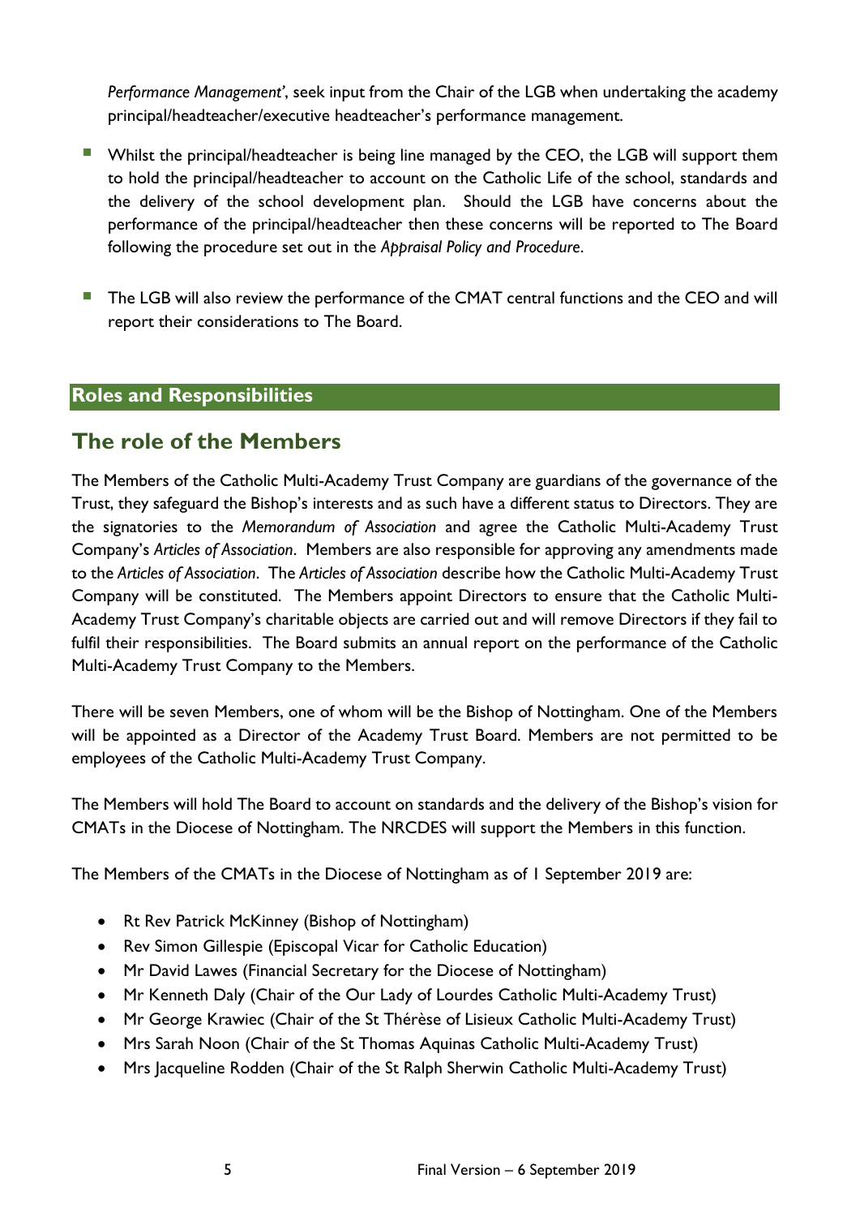*Performance Management'*, seek input from the Chair of the LGB when undertaking the academy principal/headteacher/executive headteacher's performance management.

- Whilst the principal/headteacher is being line managed by the CEO, the LGB will support them to hold the principal/headteacher to account on the Catholic Life of the school, standards and the delivery of the school development plan. Should the LGB have concerns about the performance of the principal/headteacher then these concerns will be reported to The Board following the procedure set out in the *Appraisal Policy and Procedure*.

- The LGB will also review the performance of the CMAT central functions and the CEO and will report their considerations to The Board.

## Roles and Responsibilities

## The role of the Members

The Members of the Catholic Multi-Academy Trust Company are guardians of the governance of the Trust, they safeguard the Bishop's interests and as such have a different status to Directors. They are the signatories to the *Memorandum of Association* and agree the Catholic Multi-Academy Trust Company's *Articles of Association*. Members are also responsible for approving any amendments made to the *Articles of Association*. The *Articles of Association* describe how the Catholic Multi-Academy Trust Company will be constituted. The Members appoint Directors to ensure that the Catholic Multi-Academy Trust Company's charitable objects are carried out and will remove Directors if they fail to fulfil their responsibilities. The Board submits an annual report on the performance of the Catholic Multi-Academy Trust Company to the Members.

There will be seven Members, one of whom will be the Bishop of Nottingham. One of the Members will be appointed as a Director of the Academy Trust Board. Members are not permitted to be employees of the Catholic Multi-Academy Trust Company.

The Members will hold The Board to account on standards and the delivery of the Bishop's vision for CMATs in the Diocese of Nottingham. The NRCDES will support the Members in this function.

The Members of the CMATs in the Diocese of Nottingham as of 1 September 2019 are:

- Rt Rev Patrick McKinney (Bishop of Nottingham)
- Rev Simon Gillespie (Episcopal Vicar for Catholic Education)
- Mr David Lawes (Financial Secretary for the Diocese of Nottingham)
- Mr Kenneth Daly (Chair of the Our Lady of Lourdes Catholic Multi-Academy Trust)
- Mr George Krawiec (Chair of the St Thérèse of Lisieux Catholic Multi-Academy Trust)
- Mrs Sarah Noon (Chair of the St Thomas Aquinas Catholic Multi-Academy Trust)
- Mrs Jacqueline Rodden (Chair of the St Ralph Sherwin Catholic Multi-Academy Trust)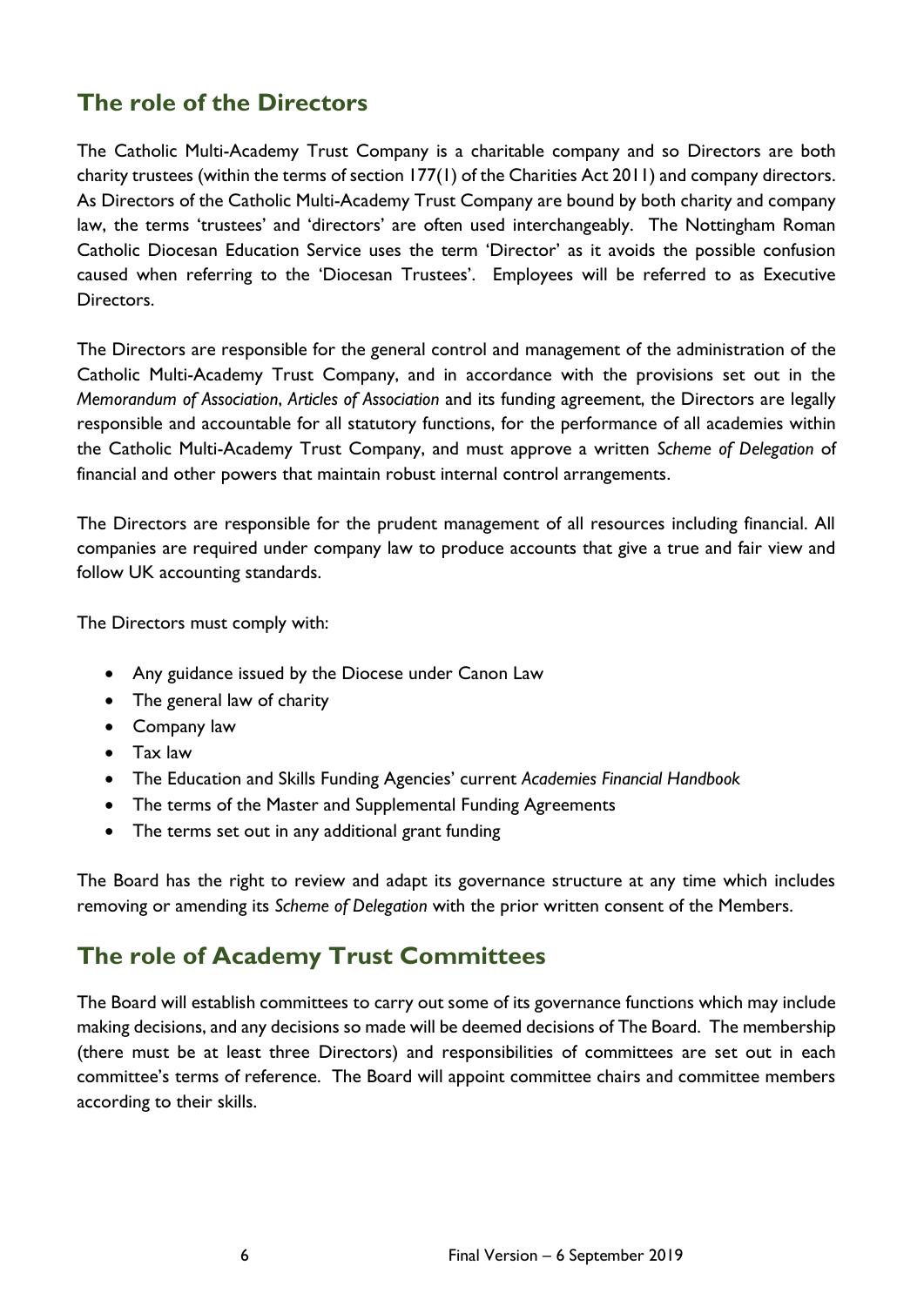## The role of the Directors

The Catholic Multi-Academy Trust Company is a charitable company and so Directors are both charity trustees (within the terms of section 177(1) of the Charities Act 2011) and company directors. As Directors of the Catholic Multi-Academy Trust Company are bound by both charity and company law, the terms 'trustees' and 'directors' are often used interchangeably. The Nottingham Roman Catholic Diocesan Education Service uses the term 'Director' as it avoids the possible confusion caused when referring to the 'Diocesan Trustees'. Employees will be referred to as Executive Directors.

The Directors are responsible for the general control and management of the administration of the Catholic Multi-Academy Trust Company, and in accordance with the provisions set out in the *Memorandum of Association*, *Articles of Association* and its funding agreement, the Directors are legally responsible and accountable for all statutory functions, for the performance of all academies within the Catholic Multi-Academy Trust Company, and must approve a written *Scheme of Delegation* of financial and other powers that maintain robust internal control arrangements.

The Directors are responsible for the prudent management of all resources including financial. All companies are required under company law to produce accounts that give a true and fair view and follow UK accounting standards.

The Directors must comply with:

- Any guidance issued by the Diocese under Canon Law
- The general law of charity
- Company law
- Tax law
- The Education and Skills Funding Agencies' current *Academies Financial Handbook*
- The terms of the Master and Supplemental Funding Agreements
- The terms set out in any additional grant funding

The Board has the right to review and adapt its governance structure at any time which includes removing or amending its *Scheme of Delegation* with the prior written consent of the Members.

## The role of Academy Trust Committees

The Board will establish committees to carry out some of its governance functions which may include making decisions, and any decisions so made will be deemed decisions of The Board. The membership (there must be at least three Directors) and responsibilities of committees are set out in each committee's terms of reference. The Board will appoint committee chairs and committee members according to their skills.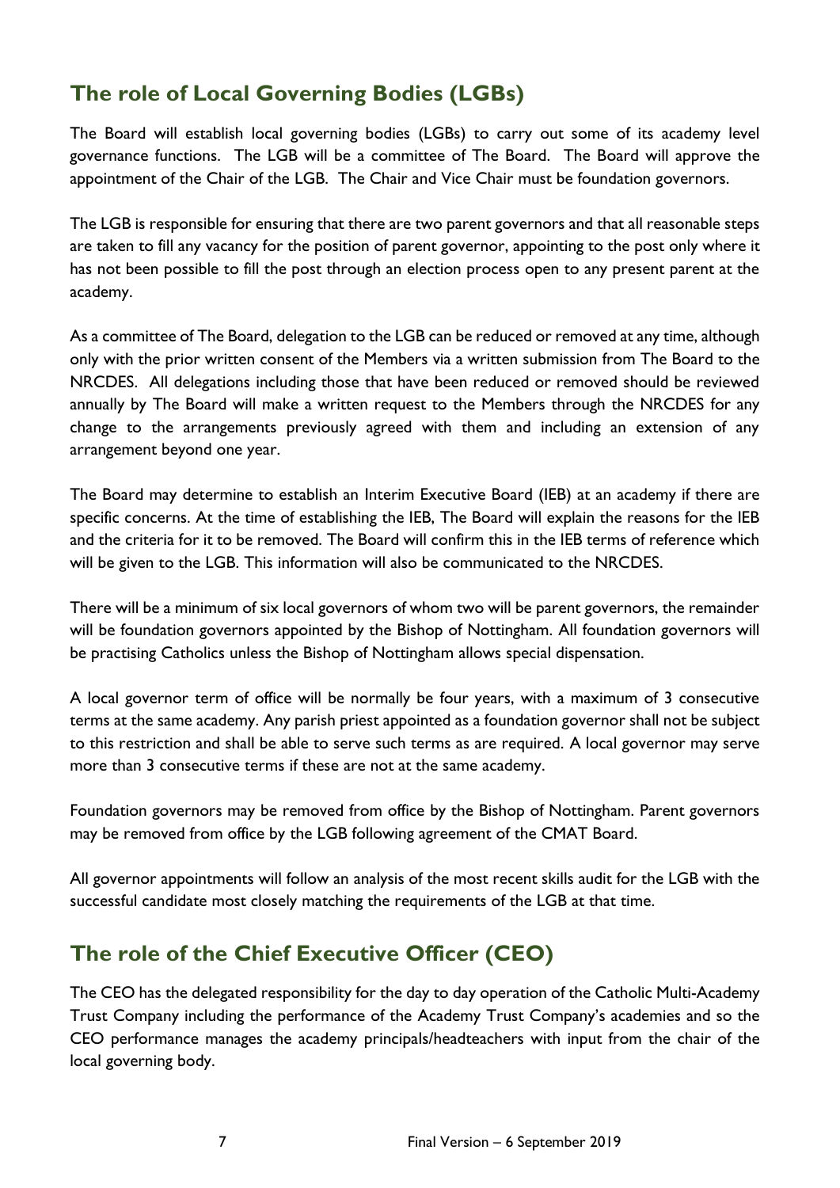## The role of Local Governing Bodies (LGBs)

The Board will establish local governing bodies (LGBs) to carry out some of its academy level governance functions. The LGB will be a committee of The Board. The Board will approve the appointment of the Chair of the LGB. The Chair and Vice Chair must be foundation governors.

The LGB is responsible for ensuring that there are two parent governors and that all reasonable steps are taken to fill any vacancy for the position of parent governor, appointing to the post only where it has not been possible to fill the post through an election process open to any present parent at the academy.

As a committee of The Board, delegation to the LGB can be reduced or removed at any time, although only with the prior written consent of the Members via a written submission from The Board to the NRCDES. All delegations including those that have been reduced or removed should be reviewed annually by The Board will make a written request to the Members through the NRCDES for any change to the arrangements previously agreed with them and including an extension of any arrangement beyond one year.

The Board may determine to establish an Interim Executive Board (IEB) at an academy if there are specific concerns. At the time of establishing the IEB, The Board will explain the reasons for the IEB and the criteria for it to be removed. The Board will confirm this in the IEB terms of reference which will be given to the LGB. This information will also be communicated to the NRCDES.

There will be a minimum of six local governors of whom two will be parent governors, the remainder will be foundation governors appointed by the Bishop of Nottingham. All foundation governors will be practising Catholics unless the Bishop of Nottingham allows special dispensation.

A local governor term of office will be normally be four years, with a maximum of 3 consecutive terms at the same academy. Any parish priest appointed as a foundation governor shall not be subject to this restriction and shall be able to serve such terms as are required. A local governor may serve more than 3 consecutive terms if these are not at the same academy.

Foundation governors may be removed from office by the Bishop of Nottingham. Parent governors may be removed from office by the LGB following agreement of the CMAT Board.

All governor appointments will follow an analysis of the most recent skills audit for the LGB with the successful candidate most closely matching the requirements of the LGB at that time.

## The role of the Chief Executive Officer (CEO)

The CEO has the delegated responsibility for the day to day operation of the Catholic Multi-Academy Trust Company including the performance of the Academy Trust Company's academies and so the CEO performance manages the academy principals/headteachers with input from the chair of the local governing body.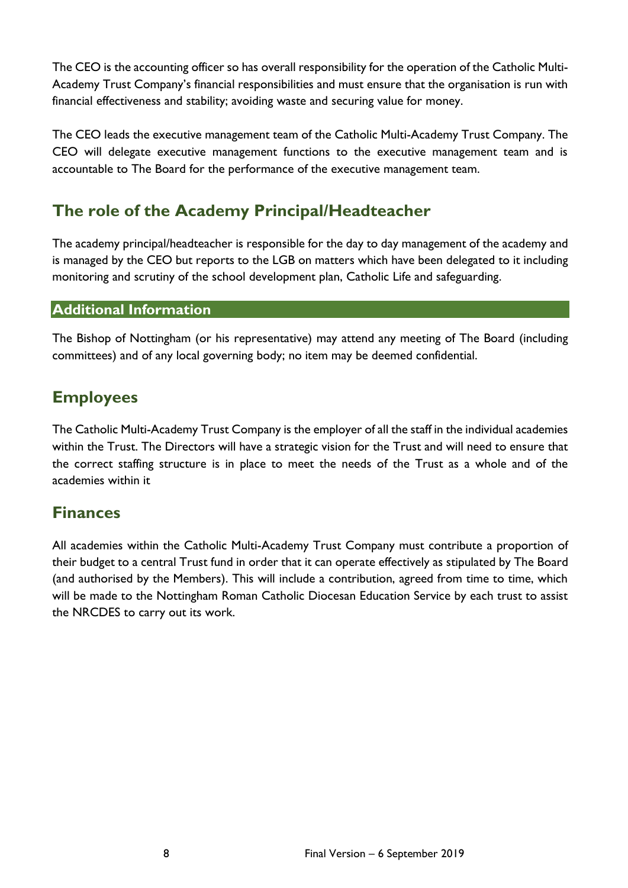The CEO is the accounting officer so has overall responsibility for the operation of the Catholic Multi-Academy Trust Company's financial responsibilities and must ensure that the organisation is run with financial effectiveness and stability; avoiding waste and securing value for money.

The CEO leads the executive management team of the Catholic Multi-Academy Trust Company. The CEO will delegate executive management functions to the executive management team and is accountable to The Board for the performance of the executive management team.

## The role of the Academy Principal/Headteacher

The academy principal/headteacher is responsible for the day to day management of the academy and is managed by the CEO but reports to the LGB on matters which have been delegated to it including monitoring and scrutiny of the school development plan, Catholic Life and safeguarding.

### Additional Information

The Bishop of Nottingham (or his representative) may attend any meeting of The Board (including committees) and of any local governing body; no item may be deemed confidential.

## Employees

The Catholic Multi-Academy Trust Company is the employer of all the staff in the individual academies within the Trust. The Directors will have a strategic vision for the Trust and will need to ensure that the correct staffing structure is in place to meet the needs of the Trust as a whole and of the academies within it

## Finances

All academies within the Catholic Multi-Academy Trust Company must contribute a proportion of their budget to a central Trust fund in order that it can operate effectively as stipulated by The Board (and authorised by the Members). This will include a contribution, agreed from time to time, which will be made to the Nottingham Roman Catholic Diocesan Education Service by each trust to assist the NRCDES to carry out its work.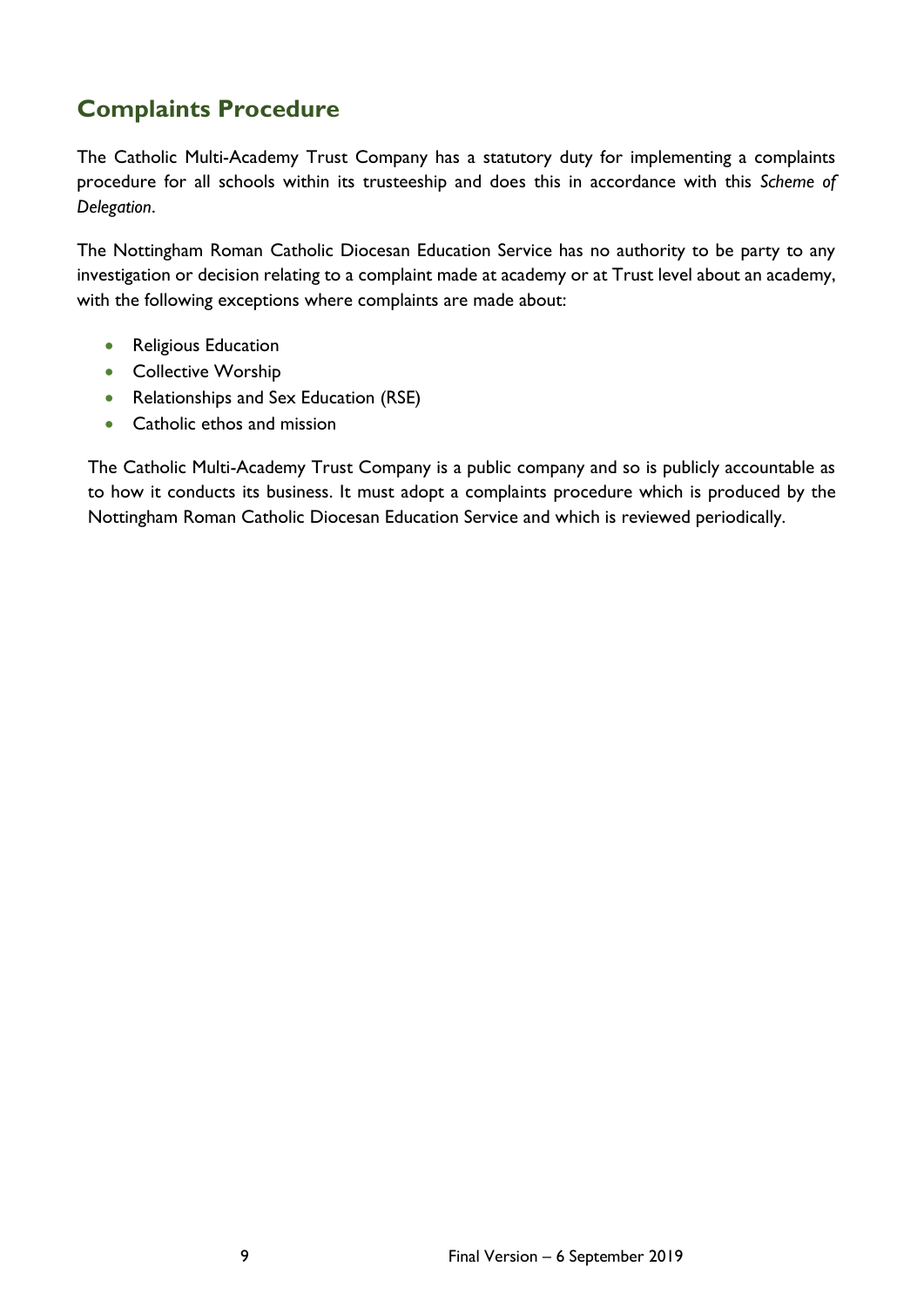## Complaints Procedure

The Catholic Multi-Academy Trust Company has a statutory duty for implementing a complaints procedure for all schools within its trusteeship and does this in accordance with this *Scheme of Delegation*.

The Nottingham Roman Catholic Diocesan Education Service has no authority to be party to any investigation or decision relating to a complaint made at academy or at Trust level about an academy, with the following exceptions where complaints are made about:

- Religious Education
- Collective Worship
- Relationships and Sex Education (RSE)
- Catholic ethos and mission

The Catholic Multi-Academy Trust Company is a public company and so is publicly accountable as to how it conducts its business. It must adopt a complaints procedure which is produced by the Nottingham Roman Catholic Diocesan Education Service and which is reviewed periodically.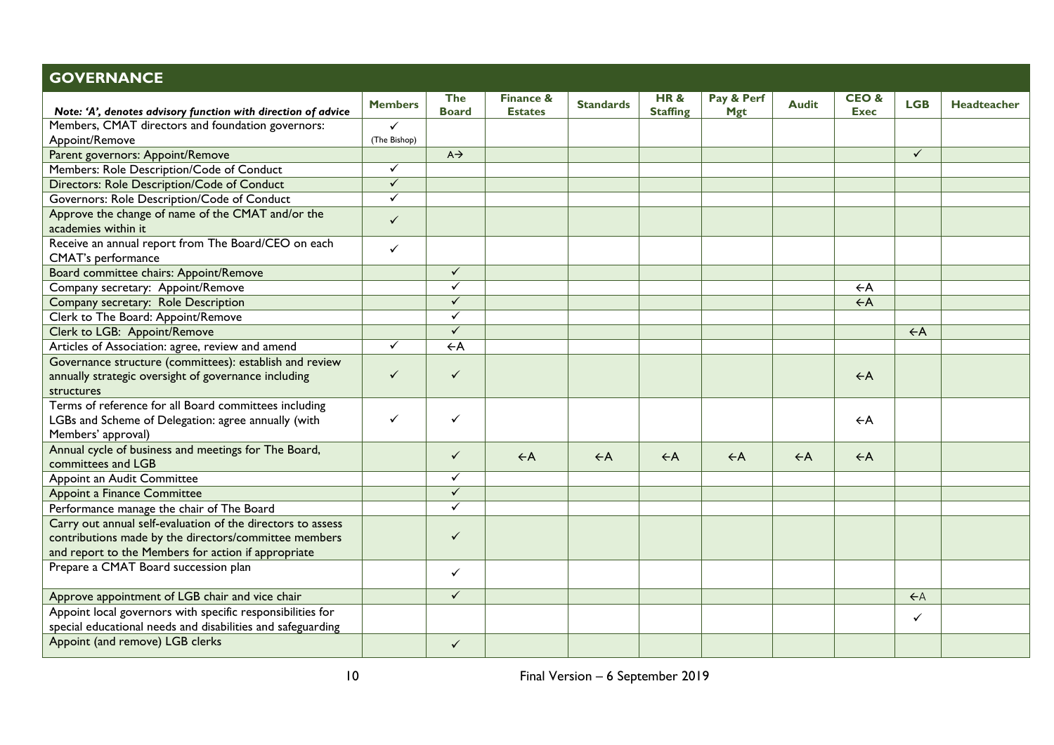## GOVERNANCE

| *Note: 'A', denotes advisory function with direction of advice* | Members | The Board | Finance & Estates | Standards | HR & Staffing | Pay & Perf Mgt | Audit | CEO & Exec | LGB | Headteacher |
|---|---|---|---|---|---|---|---|---|---|---|
| Members, CMAT directors and foundation governors: Appoint/Remove | ✓ (The Bishop) | | | | | | | | | |
| Parent governors: Appoint/Remove | | A→ | | | | | | | ✓ | |
| Members: Role Description/Code of Conduct | ✓ | | | | | | | | | |
| Directors: Role Description/Code of Conduct | ✓ | | | | | | | | | |
| Governors: Role Description/Code of Conduct | ✓ | | | | | | | | | |
| Approve the change of name of the CMAT and/or the academies within it | ✓ | | | | | | | | | |
| Receive an annual report from The Board/CEO on each CMAT's performance | ✓ | | | | | | | | | |
| Board committee chairs: Appoint/Remove | | ✓ | | | | | | | | |
| Company secretary: Appoint/Remove | | ✓ | | | | | | ←A | | |
| Company secretary: Role Description | | ✓ | | | | | | ←A | | |
| Clerk to The Board: Appoint/Remove | | ✓ | | | | | | | | |
| Clerk to LGB: Appoint/Remove | | ✓ | | | | | | | ←A | |
| Articles of Association: agree, review and amend | ✓ | ←A | | | | | | | | |
| Governance structure (committees): establish and review annually strategic oversight of governance including structures | ✓ | ✓ | | | | | | ←A | | |
| Terms of reference for all Board committees including LGBs and Scheme of Delegation: agree annually (with Members' approval) | ✓ | ✓ | | | | | | ←A | | |
| Annual cycle of business and meetings for The Board, committees and LGB | | ✓ | ←A | ←A | ←A | ←A | ←A | ←A | | |
| Appoint an Audit Committee | | ✓ | | | | | | | | |
| Appoint a Finance Committee | | ✓ | | | | | | | | |
| Performance manage the chair of The Board | | ✓ | | | | | | | | |
| Carry out annual self-evaluation of the directors to assess contributions made by the directors/committee members and report to the Members for action if appropriate | | ✓ | | | | | | | | |
| Prepare a CMAT Board succession plan | | ✓ | | | | | | | | |
| Approve appointment of LGB chair and vice chair | | ✓ | | | | | | | ←A | |
| Appoint local governors with specific responsibilities for special educational needs and disabilities and safeguarding | | | | | | | | | ✓ | |
| Appoint (and remove) LGB clerks | | ✓ | | | | | | | | |

Final Version – 6 September 2019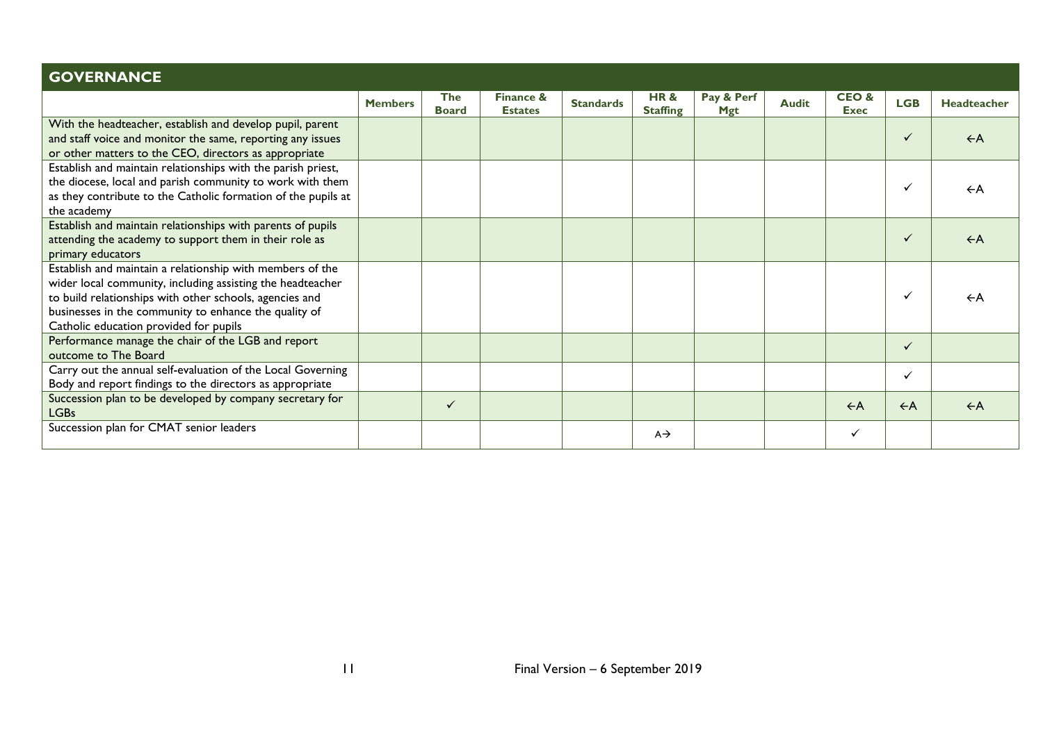## GOVERNANCE

| | Members | The Board | Finance & Estates | Standards | HR & Staffing | Pay & Perf Mgt | Audit | CEO & Exec | LGB | Headteacher |
|---|---|---|---|---|---|---|---|---|---|---|
| With the headteacher, establish and develop pupil, parent and staff voice and monitor the same, reporting any issues or other matters to the CEO, directors as appropriate | | | | | | | | | ✓ | ←A |
| Establish and maintain relationships with the parish priest, the diocese, local and parish community to work with them as they contribute to the Catholic formation of the pupils at the academy | | | | | | | | | ✓ | ←A |
| Establish and maintain relationships with parents of pupils attending the academy to support them in their role as primary educators | | | | | | | | | ✓ | ←A |
| Establish and maintain a relationship with members of the wider local community, including assisting the headteacher to build relationships with other schools, agencies and businesses in the community to enhance the quality of Catholic education provided for pupils | | | | | | | | | ✓ | ←A |
| Performance manage the chair of the LGB and report outcome to The Board | | | | | | | | | ✓ | |
| Carry out the annual self-evaluation of the Local Governing Body and report findings to the directors as appropriate | | | | | | | | | ✓ | |
| Succession plan to be developed by company secretary for LGBs | | ✓ | | | | | | ←A | ←A | ←A |
| Succession plan for CMAT senior leaders | | | | | A→ | | | ✓ | | |

Final Version – 6 September 2019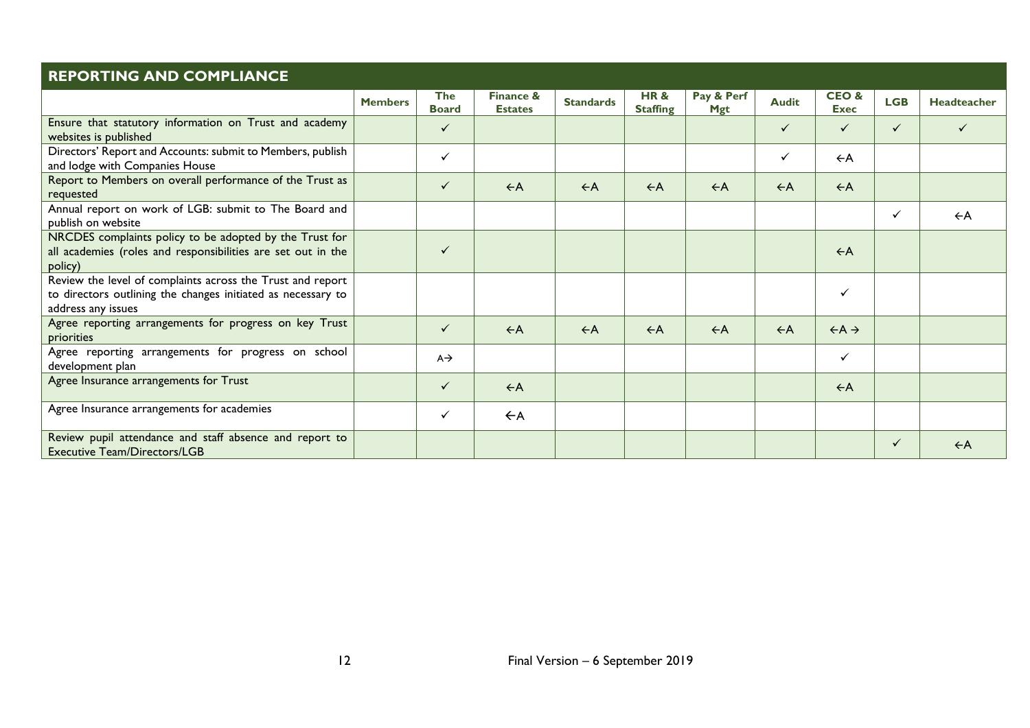## REPORTING AND COMPLIANCE

| | Members | The Board | Finance & Estates | Standards | HR & Staffing | Pay & Perf Mgt | Audit | CEO & Exec | LGB | Headteacher |
|---|---|---|---|---|---|---|---|---|---|---|
| Ensure that statutory information on Trust and academy websites is published | | ✓ | | | | | ✓ | ✓ | ✓ | ✓ |
| Directors' Report and Accounts: submit to Members, publish and lodge with Companies House | | ✓ | | | | | ✓ | ←A | | |
| Report to Members on overall performance of the Trust as requested | | ✓ | ←A | ←A | ←A | ←A | ←A | ←A | | |
| Annual report on work of LGB: submit to The Board and publish on website | | | | | | | | | ✓ | ←A |
| NRCDES complaints policy to be adopted by the Trust for all academies (roles and responsibilities are set out in the policy) | | ✓ | | | | | | ←A | | |
| Review the level of complaints across the Trust and report to directors outlining the changes initiated as necessary to address any issues | | | | | | | | ✓ | | |
| Agree reporting arrangements for progress on key Trust priorities | | ✓ | ←A | ←A | ←A | ←A | ←A | ←A → | | |
| Agree reporting arrangements for progress on school development plan | | A→ | | | | | | ✓ | | |
| Agree Insurance arrangements for Trust | | ✓ | ←A | | | | | ←A | | |
| Agree Insurance arrangements for academies | | ✓ | ←A | | | | | | | |
| Review pupil attendance and staff absence and report to Executive Team/Directors/LGB | | | | | | | | | ✓ | ←A |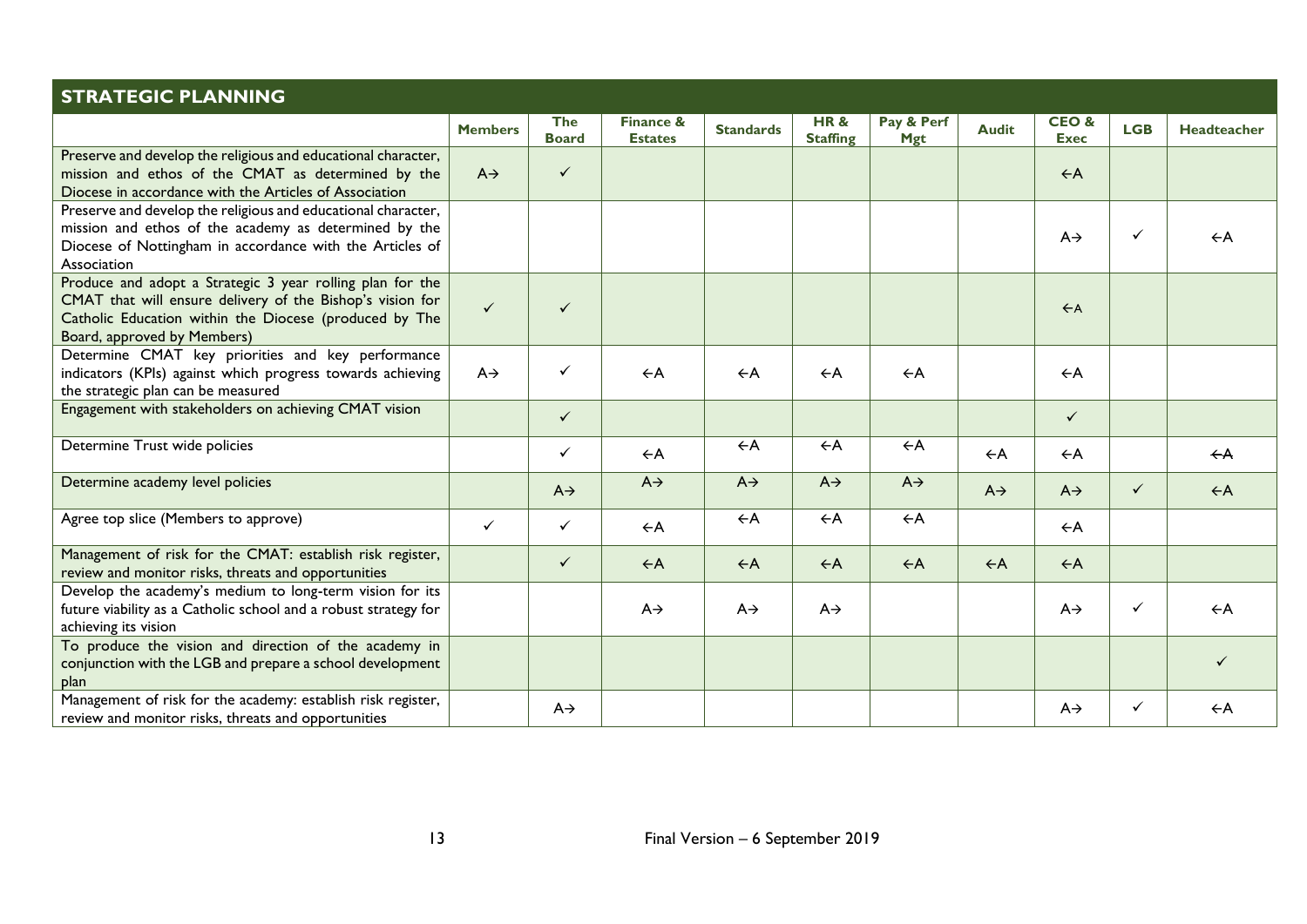## STRATEGIC PLANNING

| | Members | The Board | Finance & Estates | Standards | HR & Staffing | Pay & Perf Mgt | Audit | CEO & Exec | LGB | Headteacher |
|---|---|---|---|---|---|---|---|---|---|---|
| Preserve and develop the religious and educational character, mission and ethos of the CMAT as determined by the Diocese in accordance with the Articles of Association | A→ | ✓ | | | | | | ←A | | |
| Preserve and develop the religious and educational character, mission and ethos of the academy as determined by the Diocese of Nottingham in accordance with the Articles of Association | | | | | | | | A→ | ✓ | ←A |
| Produce and adopt a Strategic 3 year rolling plan for the CMAT that will ensure delivery of the Bishop's vision for Catholic Education within the Diocese (produced by The Board, approved by Members) | ✓ | ✓ | | | | | | ←A | | |
| Determine CMAT key priorities and key performance indicators (KPIs) against which progress towards achieving the strategic plan can be measured | A→ | ✓ | ←A | ←A | ←A | ←A | | ←A | | |
| Engagement with stakeholders on achieving CMAT vision | | ✓ | | | | | | ✓ | | |
| Determine Trust wide policies | | ✓ | ←A | ←A | ←A | ←A | ←A | ←A | | ~~←A~~ |
| Determine academy level policies | | A→ | A→ | A→ | A→ | A→ | A→ | A→ | ✓ | ←A |
| Agree top slice (Members to approve) | ✓ | ✓ | ←A | ←A | ←A | ←A | | ←A | | |
| Management of risk for the CMAT: establish risk register, review and monitor risks, threats and opportunities | | ✓ | ←A | ←A | ←A | ←A | ←A | ←A | | |
| Develop the academy's medium to long-term vision for its future viability as a Catholic school and a robust strategy for achieving its vision | | | A→ | A→ | A→ | | | A→ | ✓ | ←A |
| To produce the vision and direction of the academy in conjunction with the LGB and prepare a school development plan | | | | | | | | | | ✓ |
| Management of risk for the academy: establish risk register, review and monitor risks, threats and opportunities | | A→ | | | | | | A→ | ✓ | ←A |

Final Version – 6 September 2019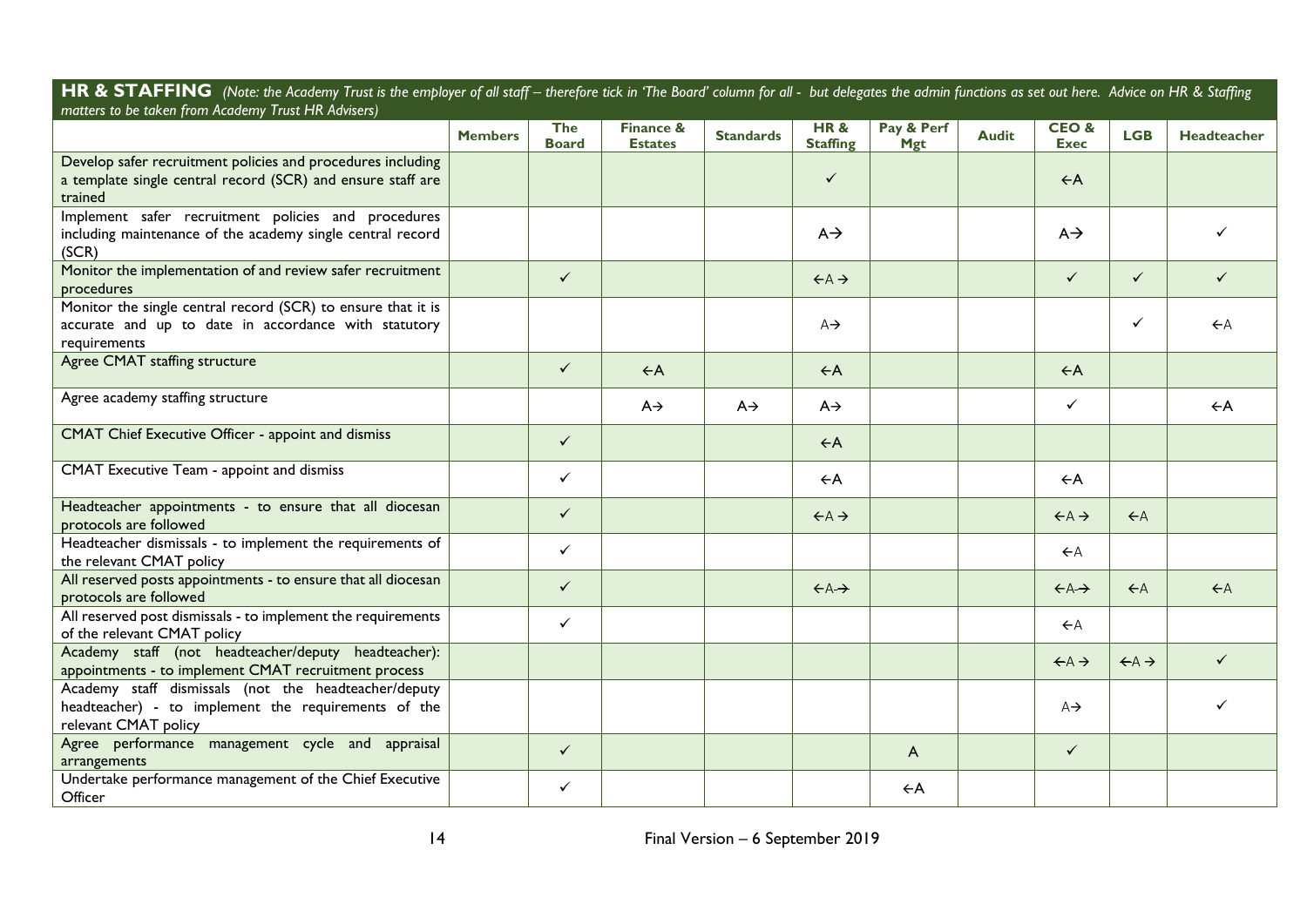## HR & STAFFING

*(Note: the Academy Trust is the employer of all staff – therefore tick in 'The Board' column for all - but delegates the admin functions as set out here. Advice on HR & Staffing matters to be taken from Academy Trust HR Advisers)*

| | Members | The Board | Finance & Estates | Standards | HR & Staffing | Pay & Perf Mgt | Audit | CEO & Exec | LGB | Headteacher |
|---|---|---|---|---|---|---|---|---|---|---|
| Develop safer recruitment policies and procedures including a template single central record (SCR) and ensure staff are trained | | | | | ✓ | | | ←A | | |
| Implement safer recruitment policies and procedures including maintenance of the academy single central record (SCR) | | | | | A→ | | | A→ | | ✓ |
| Monitor the implementation of and review safer recruitment procedures | | ✓ | | | ←A → | | | ✓ | ✓ | ✓ |
| Monitor the single central record (SCR) to ensure that it is accurate and up to date in accordance with statutory requirements | | | | | A→ | | | | ✓ | ←A |
| Agree CMAT staffing structure | | ✓ | ←A | | ←A | | | ←A | | |
| Agree academy staffing structure | | | A→ | A→ | A→ | | | ✓ | | ←A |
| CMAT Chief Executive Officer - appoint and dismiss | | ✓ | | | ←A | | | | | |
| CMAT Executive Team - appoint and dismiss | | ✓ | | | ←A | | | ←A | | |
| Headteacher appointments - to ensure that all diocesan protocols are followed | | ✓ | | | ←A → | | | ←A → | ←A | |
| Headteacher dismissals - to implement the requirements of the relevant CMAT policy | | ✓ | | | | | | ←A | | |
| All reserved posts appointments - to ensure that all diocesan protocols are followed | | ✓ | | | ←A→ | | | ←A→ | ←A | ←A |
| All reserved post dismissals - to implement the requirements of the relevant CMAT policy | | ✓ | | | | | | ←A | | |
| Academy staff (not headteacher/deputy headteacher): appointments - to implement CMAT recruitment process | | | | | | | | ←A → | ←A → | ✓ |
| Academy staff dismissals (not the headteacher/deputy headteacher) - to implement the requirements of the relevant CMAT policy | | | | | | | | A→ | | ✓ |
| Agree performance management cycle and appraisal arrangements | | ✓ | | | | A | | ✓ | | |
| Undertake performance management of the Chief Executive Officer | | ✓ | | | | ←A | | | | |

Final Version – 6 September 2019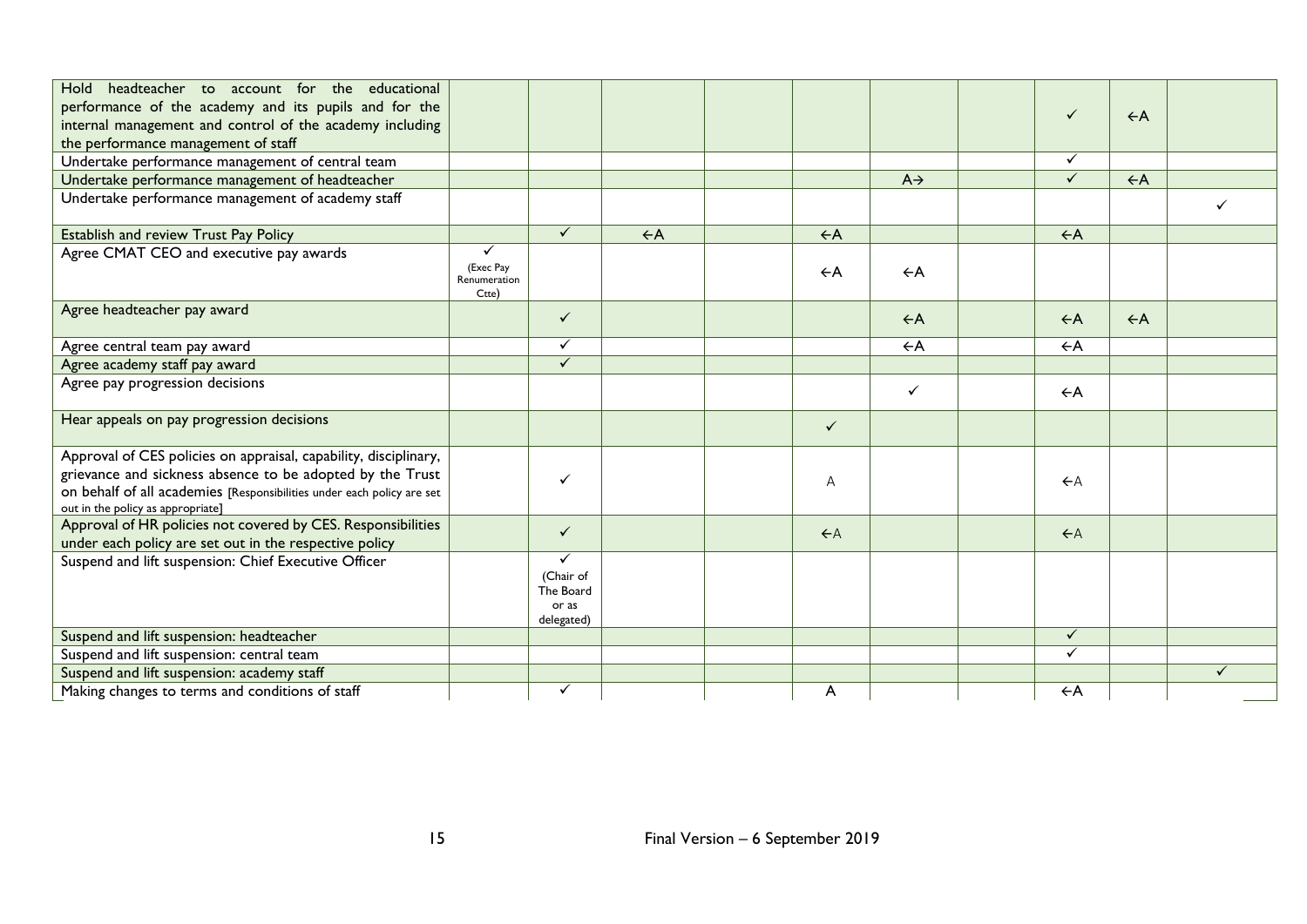| | | | | | | | | | | |
|---|---|---|---|---|---|---|---|---|---|---|
| Hold headteacher to account for the educational performance of the academy and its pupils and for the internal management and control of the academy including the performance management of staff | | | | | | | | ✓ | ←A | |
| Undertake performance management of central team | | | | | | | | ✓ | | |
| Undertake performance management of headteacher | | | | | | A→ | | ✓ | ←A | |
| Undertake performance management of academy staff | | | | | | | | | | ✓ |
| Establish and review Trust Pay Policy | | ✓ | ←A | | ←A | | | ←A | | |
| Agree CMAT CEO and executive pay awards | ✓ (Exec Pay Renumeration Ctte) | | | | ←A | ←A | | | | |
| Agree headteacher pay award | | ✓ | | | | ←A | | ←A | ←A | |
| Agree central team pay award | | ✓ | | | | ←A | | ←A | | |
| Agree academy staff pay award | | ✓ | | | | | | | | |
| Agree pay progression decisions | | | | | | ✓ | | ←A | | |
| Hear appeals on pay progression decisions | | | | | ✓ | | | | | |
| Approval of CES policies on appraisal, capability, disciplinary, grievance and sickness absence to be adopted by the Trust on behalf of all academies [Responsibilities under each policy are set out in the policy as appropriate] | | ✓ | | | A | | | ←A | | |
| Approval of HR policies not covered by CES. Responsibilities under each policy are set out in the respective policy | | ✓ | | | ←A | | | ←A | | |
| Suspend and lift suspension: Chief Executive Officer | | ✓ (Chair of The Board or as delegated) | | | | | | | | |
| Suspend and lift suspension: headteacher | | | | | | | | ✓ | | |
| Suspend and lift suspension: central team | | | | | | | | ✓ | | |
| Suspend and lift suspension: academy staff | | | | | | | | | | ✓ |
| Making changes to terms and conditions of staff | | ✓ | | | A | | | ←A | | |

Final Version – 6 September 2019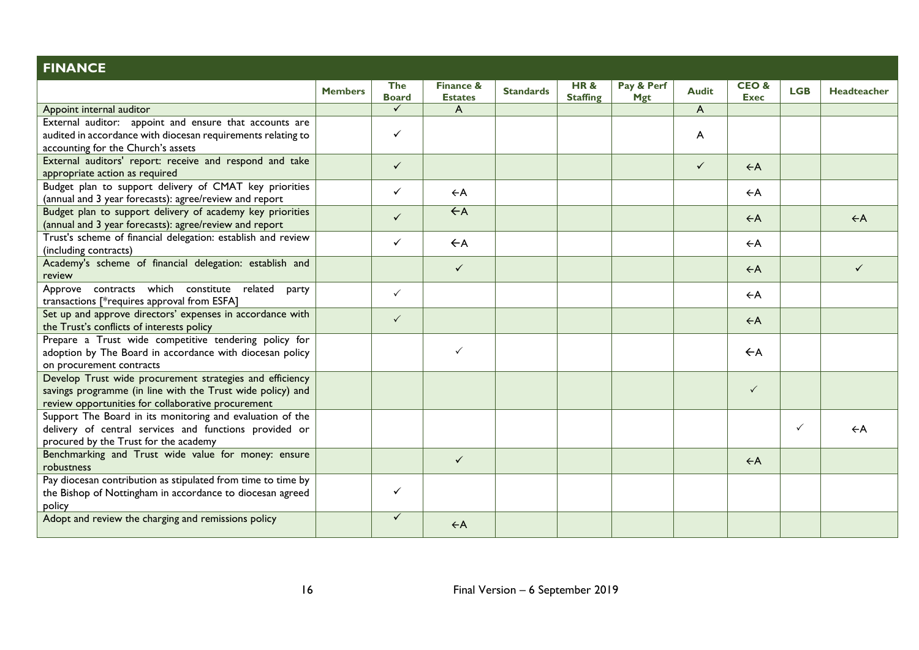## FINANCE

| | Members | The Board | Finance & Estates | Standards | HR & Staffing | Pay & Perf Mgt | Audit | CEO & Exec | LGB | Headteacher |
|---|---|---|---|---|---|---|---|---|---|---|
| Appoint internal auditor | | ✓ | A | | | | A | | | |
| External auditor: appoint and ensure that accounts are audited in accordance with diocesan requirements relating to accounting for the Church's assets | | ✓ | | | | | A | | | |
| External auditors' report: receive and respond and take appropriate action as required | | ✓ | | | | | ✓ | ←A | | |
| Budget plan to support delivery of CMAT key priorities (annual and 3 year forecasts): agree/review and report | | ✓ | ←A | | | | | ←A | | |
| Budget plan to support delivery of academy key priorities (annual and 3 year forecasts): agree/review and report | | ✓ | ←A | | | | | ←A | | ←A |
| Trust's scheme of financial delegation: establish and review (including contracts) | | ✓ | ←A | | | | | ←A | | |
| Academy's scheme of financial delegation: establish and review | | | ✓ | | | | | ←A | | ✓ |
| Approve contracts which constitute related party transactions [*requires approval from ESFA] | | ✓ | | | | | | ←A | | |
| Set up and approve directors' expenses in accordance with the Trust's conflicts of interests policy | | ✓ | | | | | | ←A | | |
| Prepare a Trust wide competitive tendering policy for adoption by The Board in accordance with diocesan policy on procurement contracts | | | ✓ | | | | | ←A | | |
| Develop Trust wide procurement strategies and efficiency savings programme (in line with the Trust wide policy) and review opportunities for collaborative procurement | | | | | | | | ✓ | | |
| Support The Board in its monitoring and evaluation of the delivery of central services and functions provided or procured by the Trust for the academy | | | | | | | | | ✓ | ←A |
| Benchmarking and Trust wide value for money: ensure robustness | | | ✓ | | | | | ←A | | |
| Pay diocesan contribution as stipulated from time to time by the Bishop of Nottingham in accordance to diocesan agreed policy | | ✓ | | | | | | | | |
| Adopt and review the charging and remissions policy | | ✓ | ←A | | | | | | | |

Final Version – 6 September 2019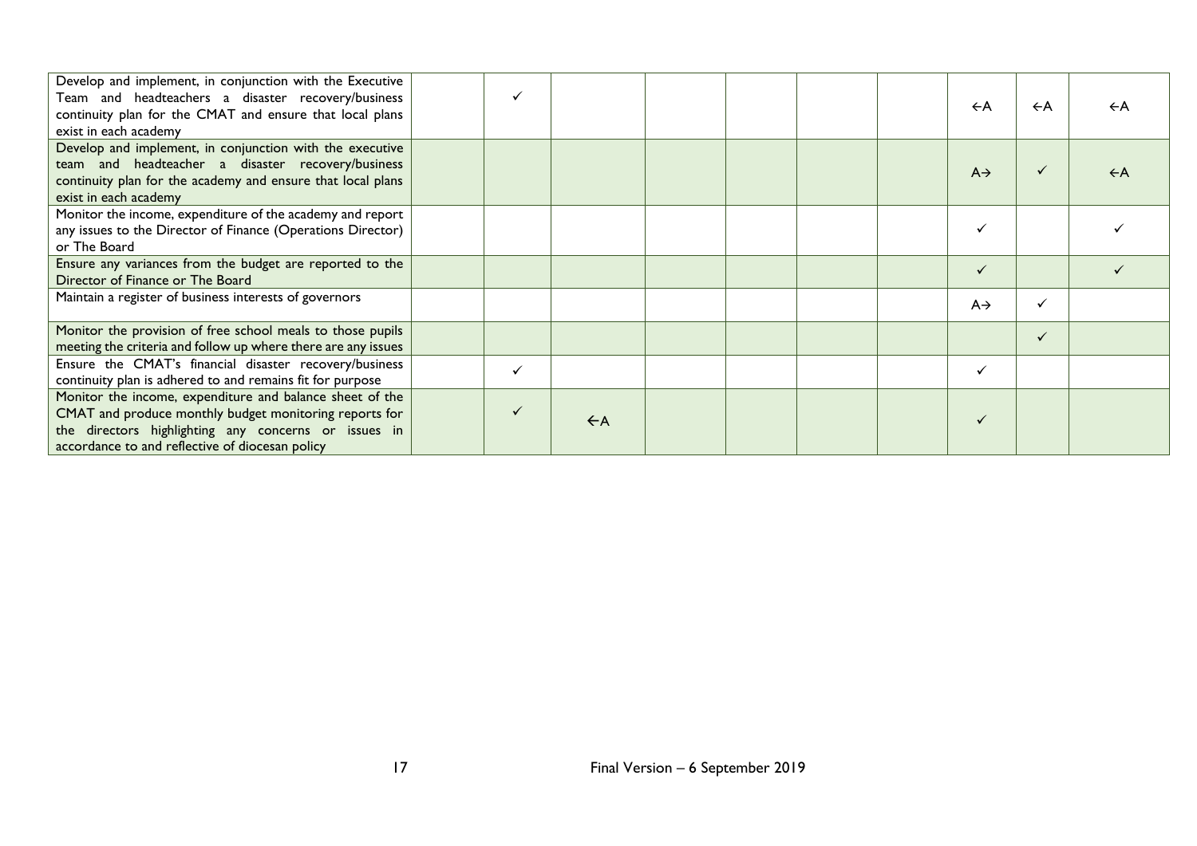| | | | | | | | | | | |
|---|---|---|---|---|---|---|---|---|---|---|
| Develop and implement, in conjunction with the Executive Team and headteachers a disaster recovery/business continuity plan for the CMAT and ensure that local plans exist in each academy | | ✓ | | | | | | ←A | ←A | ←A |
| Develop and implement, in conjunction with the executive team and headteacher a disaster recovery/business continuity plan for the academy and ensure that local plans exist in each academy | | | | | | | | A→ | ✓ | ←A |
| Monitor the income, expenditure of the academy and report any issues to the Director of Finance (Operations Director) or The Board | | | | | | | | ✓ | | ✓ |
| Ensure any variances from the budget are reported to the Director of Finance or The Board | | | | | | | | ✓ | | ✓ |
| Maintain a register of business interests of governors | | | | | | | | A→ | ✓ | |
| Monitor the provision of free school meals to those pupils meeting the criteria and follow up where there are any issues | | | | | | | | | ✓ | |
| Ensure the CMAT's financial disaster recovery/business continuity plan is adhered to and remains fit for purpose | | ✓ | | | | | | ✓ | | |
| Monitor the income, expenditure and balance sheet of the CMAT and produce monthly budget monitoring reports for the directors highlighting any concerns or issues in accordance to and reflective of diocesan policy | | ✓ | ←A | | | | | ✓ | | |

Final Version – 6 September 2019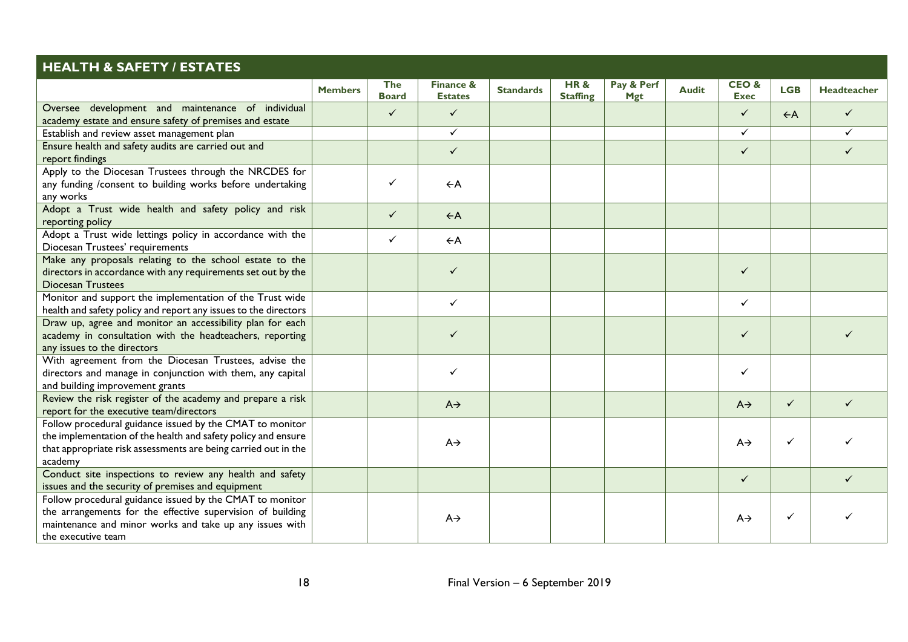## HEALTH & SAFETY / ESTATES

| | Members | The Board | Finance & Estates | Standards | HR & Staffing | Pay & Perf Mgt | Audit | CEO & Exec | LGB | Headteacher |
|---|---|---|---|---|---|---|---|---|---|---|
| Oversee development and maintenance of individual academy estate and ensure safety of premises and estate | | ✓ | ✓ | | | | | ✓ | ←A | ✓ |
| Establish and review asset management plan | | | ✓ | | | | | ✓ | | ✓ |
| Ensure health and safety audits are carried out and report findings | | | ✓ | | | | | ✓ | | ✓ |
| Apply to the Diocesan Trustees through the NRCDES for any funding /consent to building works before undertaking any works | | ✓ | ←A | | | | | | | |
| Adopt a Trust wide health and safety policy and risk reporting policy | | ✓ | ←A | | | | | | | |
| Adopt a Trust wide lettings policy in accordance with the Diocesan Trustees' requirements | | ✓ | ←A | | | | | | | |
| Make any proposals relating to the school estate to the directors in accordance with any requirements set out by the Diocesan Trustees | | | ✓ | | | | | ✓ | | |
| Monitor and support the implementation of the Trust wide health and safety policy and report any issues to the directors | | | ✓ | | | | | ✓ | | |
| Draw up, agree and monitor an accessibility plan for each academy in consultation with the headteachers, reporting any issues to the directors | | | ✓ | | | | | ✓ | | ✓ |
| With agreement from the Diocesan Trustees, advise the directors and manage in conjunction with them, any capital and building improvement grants | | | ✓ | | | | | ✓ | | |
| Review the risk register of the academy and prepare a risk report for the executive team/directors | | | A→ | | | | | A→ | ✓ | ✓ |
| Follow procedural guidance issued by the CMAT to monitor the implementation of the health and safety policy and ensure that appropriate risk assessments are being carried out in the academy | | | A→ | | | | | A→ | ✓ | ✓ |
| Conduct site inspections to review any health and safety issues and the security of premises and equipment | | | | | | | | ✓ | | ✓ |
| Follow procedural guidance issued by the CMAT to monitor the arrangements for the effective supervision of building maintenance and minor works and take up any issues with the executive team | | | A→ | | | | | A→ | ✓ | ✓ |

Final Version – 6 September 2019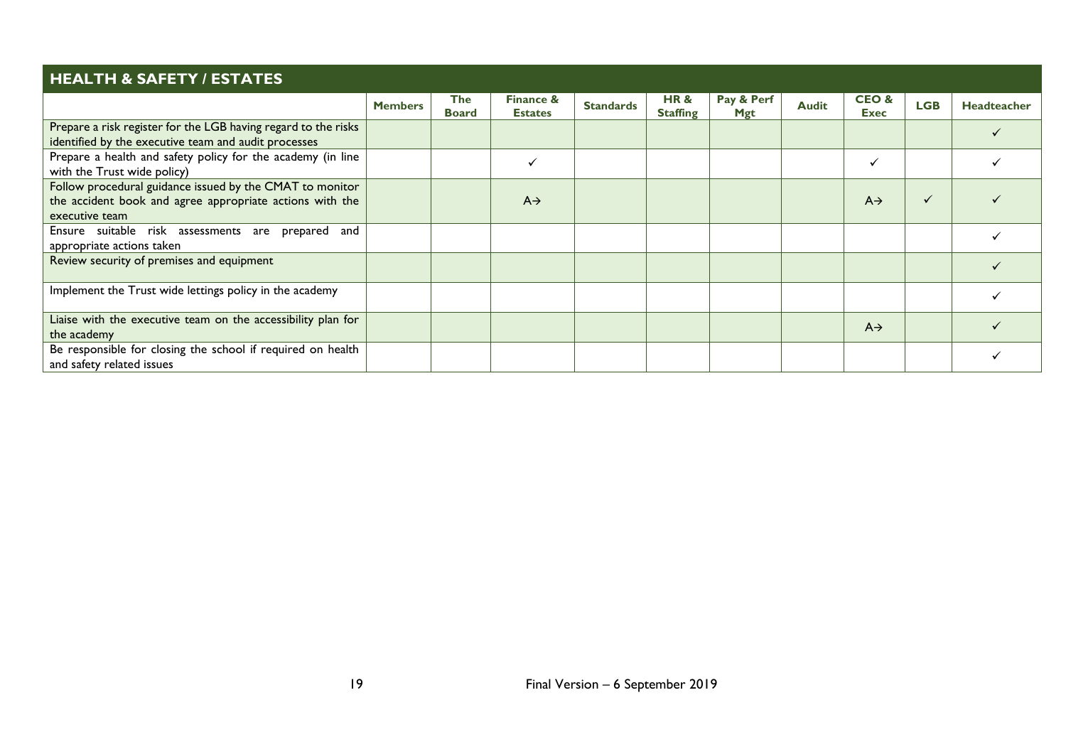## HEALTH & SAFETY / ESTATES

| | Members | The Board | Finance & Estates | Standards | HR & Staffing | Pay & Perf Mgt | Audit | CEO & Exec | LGB | Headteacher |
|---|---|---|---|---|---|---|---|---|---|---|
| Prepare a risk register for the LGB having regard to the risks identified by the executive team and audit processes | | | | | | | | | | ✓ |
| Prepare a health and safety policy for the academy (in line with the Trust wide policy) | | | ✓ | | | | | ✓ | | ✓ |
| Follow procedural guidance issued by the CMAT to monitor the accident book and agree appropriate actions with the executive team | | | A→ | | | | | A→ | ✓ | ✓ |
| Ensure suitable risk assessments are prepared and appropriate actions taken | | | | | | | | | | ✓ |
| Review security of premises and equipment | | | | | | | | | | ✓ |
| Implement the Trust wide lettings policy in the academy | | | | | | | | | | ✓ |
| Liaise with the executive team on the accessibility plan for the academy | | | | | | | | A→ | | ✓ |
| Be responsible for closing the school if required on health and safety related issues | | | | | | | | | | ✓ |

Final Version – 6 September 2019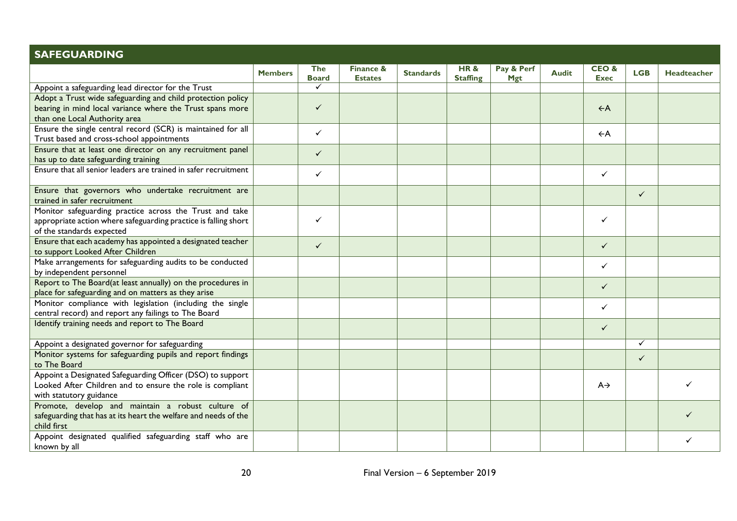## SAFEGUARDING

| | Members | The Board | Finance & Estates | Standards | HR & Staffing | Pay & Perf Mgt | Audit | CEO & Exec | LGB | Headteacher |
|---|---|---|---|---|---|---|---|---|---|---|
| Appoint a safeguarding lead director for the Trust | | ✓ | | | | | | | | |
| Adopt a Trust wide safeguarding and child protection policy bearing in mind local variance where the Trust spans more than one Local Authority area | | ✓ | | | | | | ←A | | |
| Ensure the single central record (SCR) is maintained for all Trust based and cross-school appointments | | ✓ | | | | | | ←A | | |
| Ensure that at least one director on any recruitment panel has up to date safeguarding training | | ✓ | | | | | | | | |
| Ensure that all senior leaders are trained in safer recruitment | | ✓ | | | | | | ✓ | | |
| Ensure that governors who undertake recruitment are trained in safer recruitment | | | | | | | | | ✓ | |
| Monitor safeguarding practice across the Trust and take appropriate action where safeguarding practice is falling short of the standards expected | | ✓ | | | | | | ✓ | | |
| Ensure that each academy has appointed a designated teacher to support Looked After Children | | ✓ | | | | | | ✓ | | |
| Make arrangements for safeguarding audits to be conducted by independent personnel | | | | | | | | ✓ | | |
| Report to The Board(at least annually) on the procedures in place for safeguarding and on matters as they arise | | | | | | | | ✓ | | |
| Monitor compliance with legislation (including the single central record) and report any failings to The Board | | | | | | | | ✓ | | |
| Identify training needs and report to The Board | | | | | | | | ✓ | | |
| Appoint a designated governor for safeguarding | | | | | | | | | ✓ | |
| Monitor systems for safeguarding pupils and report findings to The Board | | | | | | | | | ✓ | |
| Appoint a Designated Safeguarding Officer (DSO) to support Looked After Children and to ensure the role is compliant with statutory guidance | | | | | | | | A→ | | ✓ |
| Promote, develop and maintain a robust culture of safeguarding that has at its heart the welfare and needs of the child first | | | | | | | | | | ✓ |
| Appoint designated qualified safeguarding staff who are known by all | | | | | | | | | | ✓ |

Final Version – 6 September 2019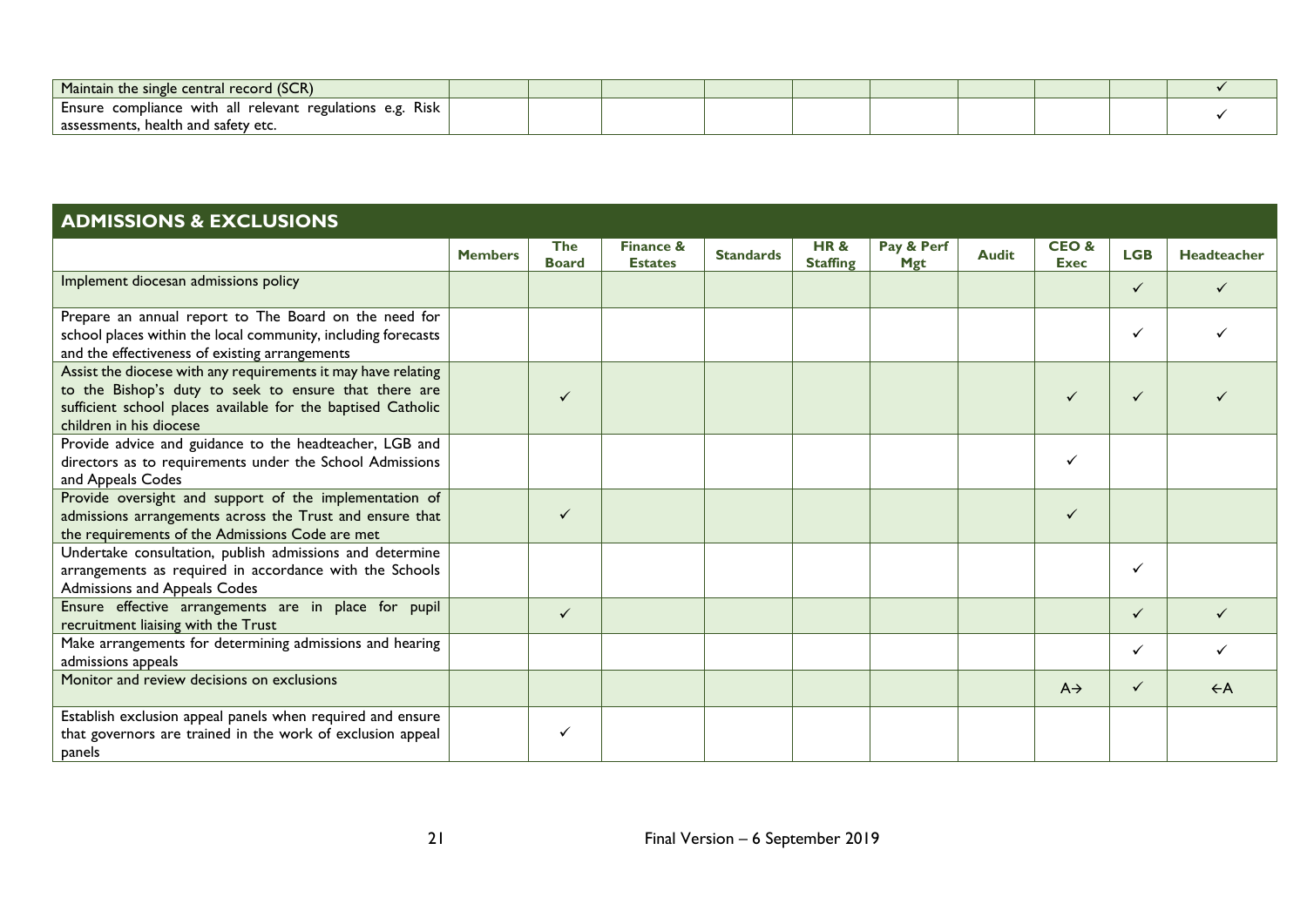| | | | | | | | | | | |
|---|---|---|---|---|---|---|---|---|---|---|
| Maintain the single central record (SCR) | | | | | | | | | | ✓ |
| Ensure compliance with all relevant regulations e.g. Risk assessments, health and safety etc. | | | | | | | | | | ✓ |

## ADMISSIONS & EXCLUSIONS

| | Members | The Board | Finance & Estates | Standards | HR & Staffing | Pay & Perf Mgt | Audit | CEO & Exec | LGB | Headteacher |
|---|---|---|---|---|---|---|---|---|---|---|
| Implement diocesan admissions policy | | | | | | | | | ✓ | ✓ |
| Prepare an annual report to The Board on the need for school places within the local community, including forecasts and the effectiveness of existing arrangements | | | | | | | | | ✓ | ✓ |
| Assist the diocese with any requirements it may have relating to the Bishop's duty to seek to ensure that there are sufficient school places available for the baptised Catholic children in his diocese | | ✓ | | | | | | ✓ | ✓ | ✓ |
| Provide advice and guidance to the headteacher, LGB and directors as to requirements under the School Admissions and Appeals Codes | | | | | | | | ✓ | | |
| Provide oversight and support of the implementation of admissions arrangements across the Trust and ensure that the requirements of the Admissions Code are met | | ✓ | | | | | | ✓ | | |
| Undertake consultation, publish admissions and determine arrangements as required in accordance with the Schools Admissions and Appeals Codes | | | | | | | | | ✓ | |
| Ensure effective arrangements are in place for pupil recruitment liaising with the Trust | | ✓ | | | | | | | ✓ | ✓ |
| Make arrangements for determining admissions and hearing admissions appeals | | | | | | | | | ✓ | ✓ |
| Monitor and review decisions on exclusions | | | | | | | | A→ | ✓ | ←A |
| Establish exclusion appeal panels when required and ensure that governors are trained in the work of exclusion appeal panels | | ✓ | | | | | | | | |

Final Version – 6 September 2019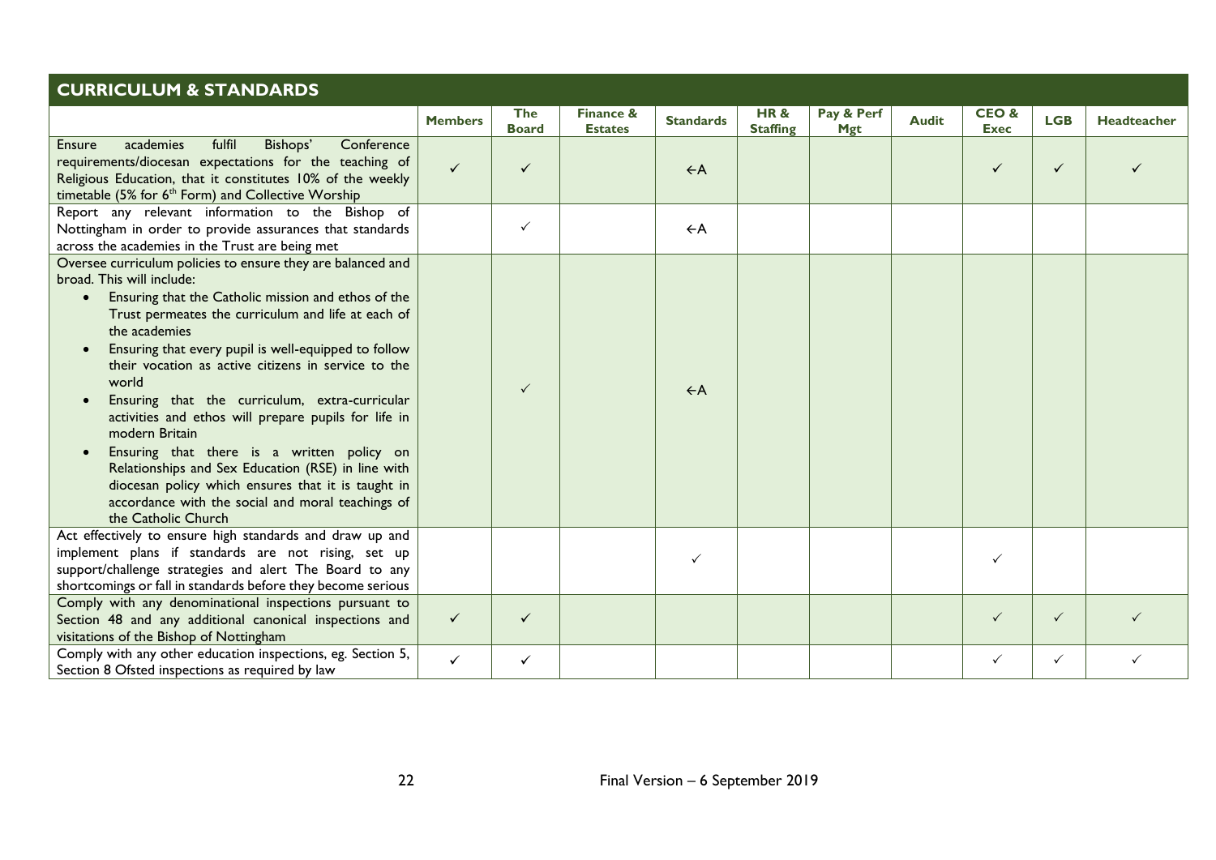## CURRICULUM & STANDARDS

| | Members | The Board | Finance & Estates | Standards | HR & Staffing | Pay & Perf Mgt | Audit | CEO & Exec | LGB | Headteacher |
|---|---|---|---|---|---|---|---|---|---|---|
| Ensure academies fulfil Bishops' Conference requirements/diocesan expectations for the teaching of Religious Education, that it constitutes 10% of the weekly timetable (5% for 6th Form) and Collective Worship | ✓ | ✓ | | ←A | | | | ✓ | ✓ | ✓ |
| Report any relevant information to the Bishop of Nottingham in order to provide assurances that standards across the academies in the Trust are being met | | ✓ | | ←A | | | | | | |
| Oversee curriculum policies to ensure they are balanced and broad. This will include: • Ensuring that the Catholic mission and ethos of the Trust permeates the curriculum and life at each of the academies • Ensuring that every pupil is well-equipped to follow their vocation as active citizens in service to the world • Ensuring that the curriculum, extra-curricular activities and ethos will prepare pupils for life in modern Britain • Ensuring that there is a written policy on Relationships and Sex Education (RSE) in line with diocesan policy which ensures that it is taught in accordance with the social and moral teachings of the Catholic Church | | ✓ | | ←A | | | | | | |
| Act effectively to ensure high standards and draw up and implement plans if standards are not rising, set up support/challenge strategies and alert The Board to any shortcomings or fall in standards before they become serious | | | | ✓ | | | | ✓ | | |
| Comply with any denominational inspections pursuant to Section 48 and any additional canonical inspections and visitations of the Bishop of Nottingham | ✓ | ✓ | | | | | | ✓ | ✓ | ✓ |
| Comply with any other education inspections, eg. Section 5, Section 8 Ofsted inspections as required by law | ✓ | ✓ | | | | | | ✓ | ✓ | ✓ |

Final Version – 6 September 2019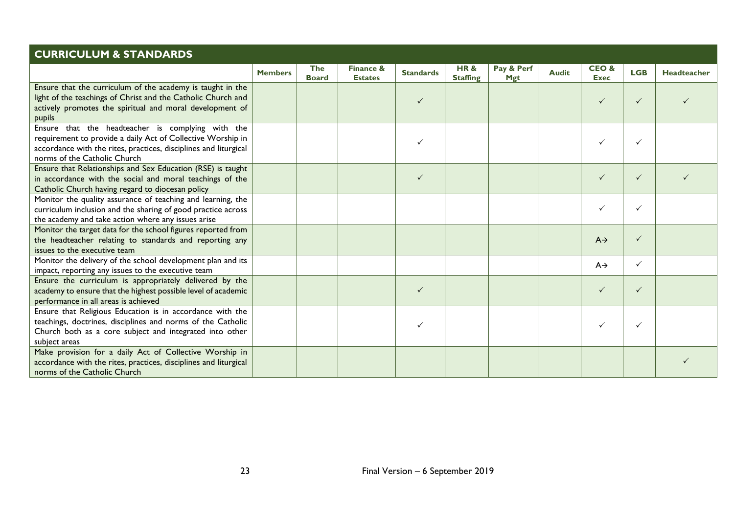## CURRICULUM & STANDARDS

| | Members | The Board | Finance & Estates | Standards | HR & Staffing | Pay & Perf Mgt | Audit | CEO & Exec | LGB | Headteacher |
|---|---|---|---|---|---|---|---|---|---|---|
| Ensure that the curriculum of the academy is taught in the light of the teachings of Christ and the Catholic Church and actively promotes the spiritual and moral development of pupils | | | | ✓ | | | | ✓ | ✓ | ✓ |
| Ensure that the headteacher is complying with the requirement to provide a daily Act of Collective Worship in accordance with the rites, practices, disciplines and liturgical norms of the Catholic Church | | | | ✓ | | | | ✓ | ✓ | |
| Ensure that Relationships and Sex Education (RSE) is taught in accordance with the social and moral teachings of the Catholic Church having regard to diocesan policy | | | | ✓ | | | | ✓ | ✓ | ✓ |
| Monitor the quality assurance of teaching and learning, the curriculum inclusion and the sharing of good practice across the academy and take action where any issues arise | | | | | | | | ✓ | ✓ | |
| Monitor the target data for the school figures reported from the headteacher relating to standards and reporting any issues to the executive team | | | | | | | | A→ | ✓ | |
| Monitor the delivery of the school development plan and its impact, reporting any issues to the executive team | | | | | | | | A→ | ✓ | |
| Ensure the curriculum is appropriately delivered by the academy to ensure that the highest possible level of academic performance in all areas is achieved | | | | ✓ | | | | ✓ | ✓ | |
| Ensure that Religious Education is in accordance with the teachings, doctrines, disciplines and norms of the Catholic Church both as a core subject and integrated into other subject areas | | | | ✓ | | | | ✓ | ✓ | |
| Make provision for a daily Act of Collective Worship in accordance with the rites, practices, disciplines and liturgical norms of the Catholic Church | | | | | | | | | | ✓ |

Final Version – 6 September 2019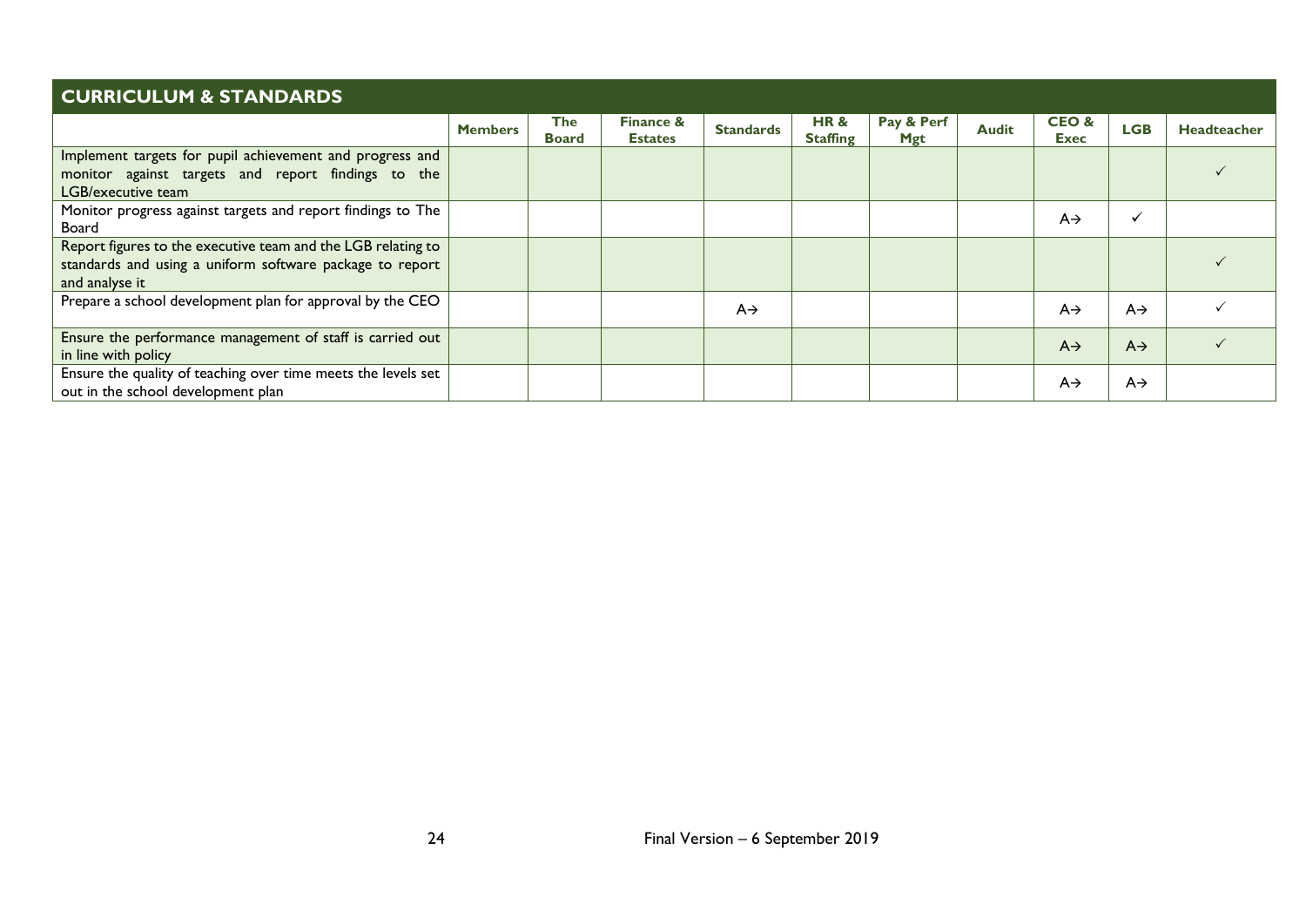## CURRICULUM & STANDARDS

| | Members | The Board | Finance & Estates | Standards | HR & Staffing | Pay & Perf Mgt | Audit | CEO & Exec | LGB | Headteacher |
|---|---|---|---|---|---|---|---|---|---|---|
| Implement targets for pupil achievement and progress and monitor against targets and report findings to the LGB/executive team | | | | | | | | | | ✓ |
| Monitor progress against targets and report findings to The Board | | | | | | | | A→ | ✓ | |
| Report figures to the executive team and the LGB relating to standards and using a uniform software package to report and analyse it | | | | | | | | | | ✓ |
| Prepare a school development plan for approval by the CEO | | | | A→ | | | | A→ | A→ | ✓ |
| Ensure the performance management of staff is carried out in line with policy | | | | | | | | A→ | A→ | ✓ |
| Ensure the quality of teaching over time meets the levels set out in the school development plan | | | | | | | | A→ | A→ | |

Final Version – 6 September 2019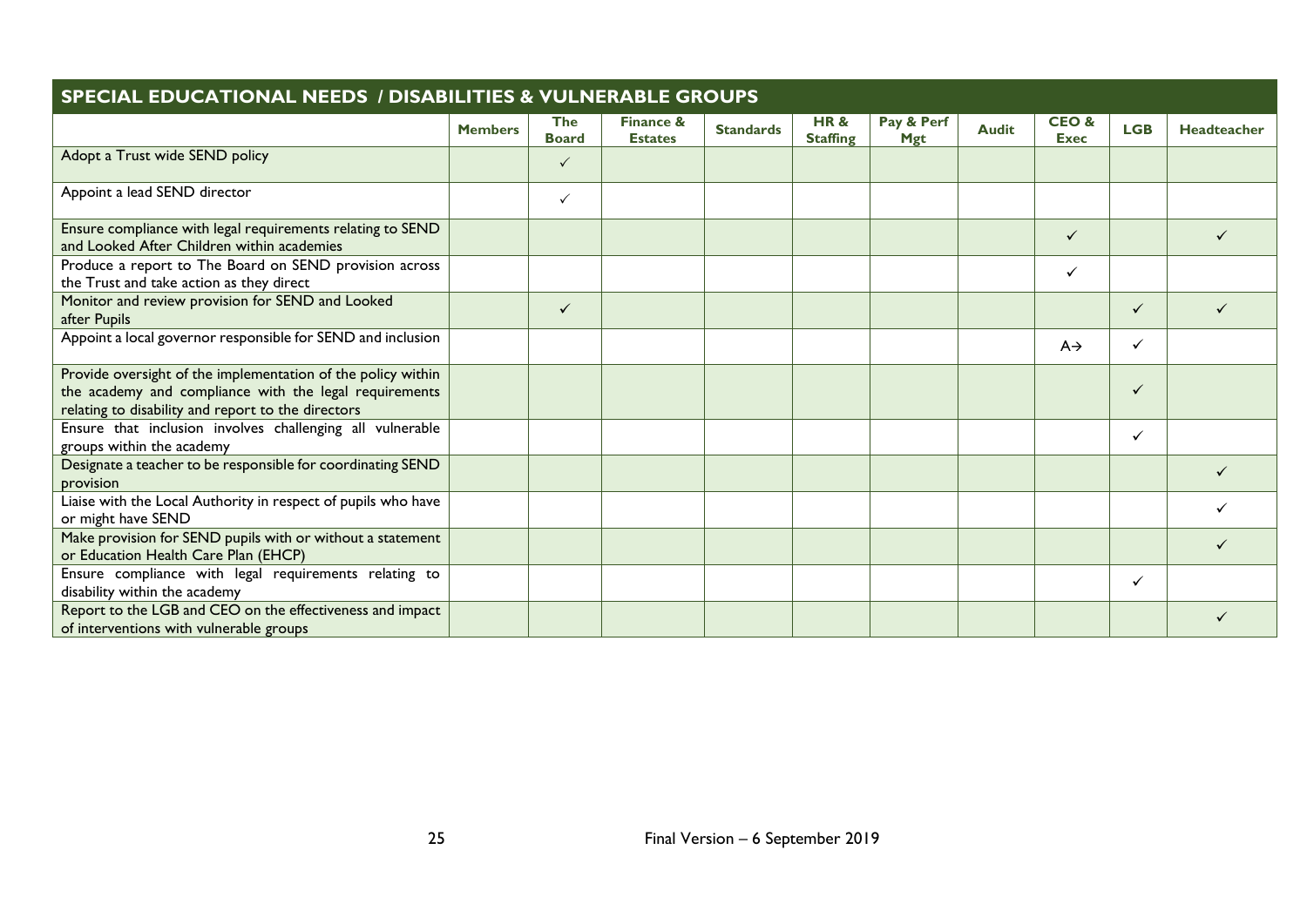| SPECIAL EDUCATIONAL NEEDS / DISABILITIES & VULNERABLE GROUPS | Members | The Board | Finance & Estates | Standards | HR & Staffing | Pay & Perf Mgt | Audit | CEO & Exec | LGB | Headteacher |
|---|---|---|---|---|---|---|---|---|---|---|
| Adopt a Trust wide SEND policy | | ✓ | | | | | | | | |
| Appoint a lead SEND director | | ✓ | | | | | | | | |
| Ensure compliance with legal requirements relating to SEND and Looked After Children within academies | | | | | | | | ✓ | | ✓ |
| Produce a report to The Board on SEND provision across the Trust and take action as they direct | | | | | | | | ✓ | | |
| Monitor and review provision for SEND and Looked after Pupils | | ✓ | | | | | | | ✓ | ✓ |
| Appoint a local governor responsible for SEND and inclusion | | | | | | | | A→ | ✓ | |
| Provide oversight of the implementation of the policy within the academy and compliance with the legal requirements relating to disability and report to the directors | | | | | | | | | ✓ | |
| Ensure that inclusion involves challenging all vulnerable groups within the academy | | | | | | | | | ✓ | |
| Designate a teacher to be responsible for coordinating SEND provision | | | | | | | | | | ✓ |
| Liaise with the Local Authority in respect of pupils who have or might have SEND | | | | | | | | | | ✓ |
| Make provision for SEND pupils with or without a statement or Education Health Care Plan (EHCP) | | | | | | | | | | ✓ |
| Ensure compliance with legal requirements relating to disability within the academy | | | | | | | | | ✓ | |
| Report to the LGB and CEO on the effectiveness and impact of interventions with vulnerable groups | | | | | | | | | | ✓ |

Final Version – 6 September 2019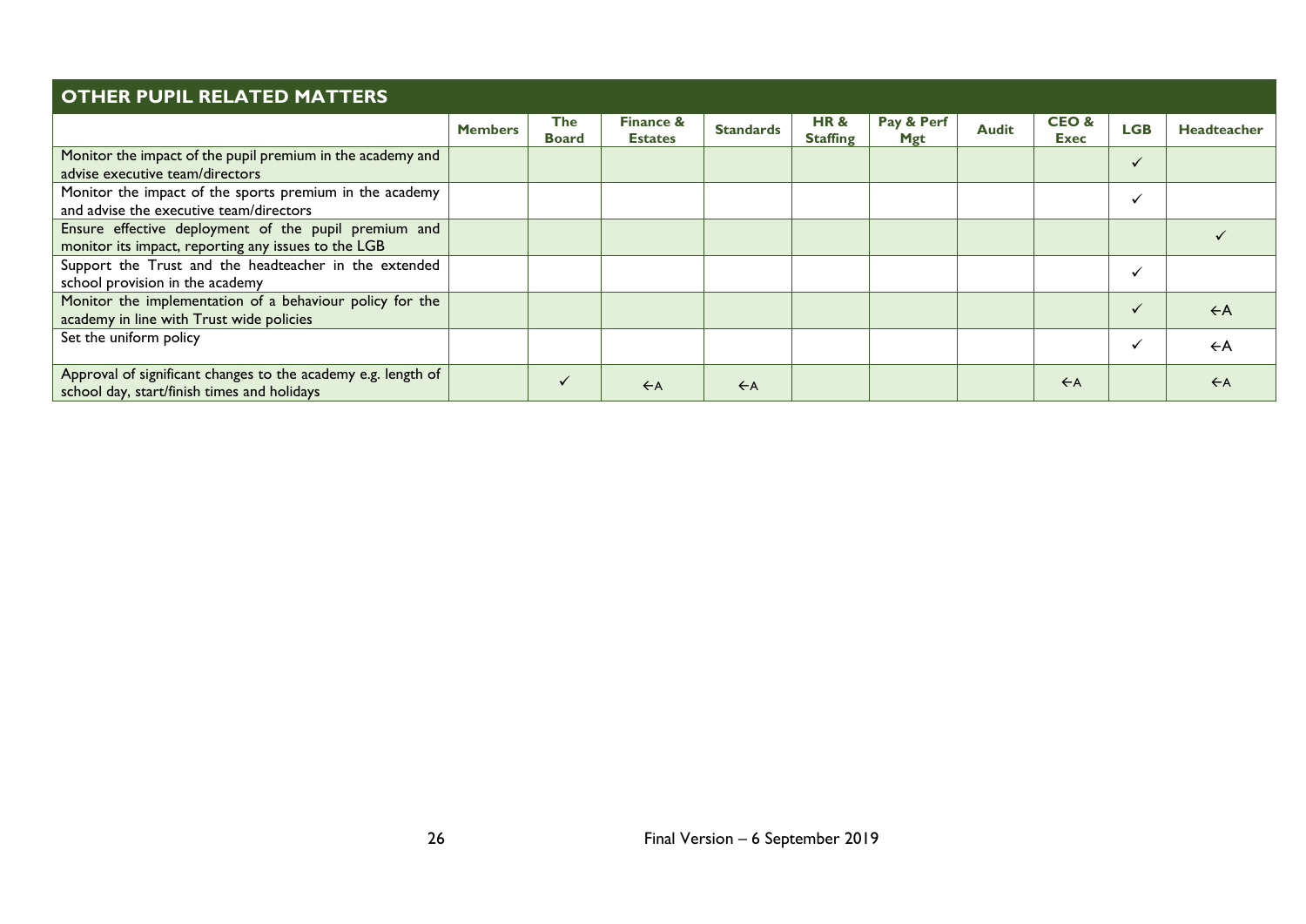## OTHER PUPIL RELATED MATTERS

| | Members | The Board | Finance & Estates | Standards | HR & Staffing | Pay & Perf Mgt | Audit | CEO & Exec | LGB | Headteacher |
|---|---|---|---|---|---|---|---|---|---|---|
| Monitor the impact of the pupil premium in the academy and advise executive team/directors | | | | | | | | | ✓ | |
| Monitor the impact of the sports premium in the academy and advise the executive team/directors | | | | | | | | | ✓ | |
| Ensure effective deployment of the pupil premium and monitor its impact, reporting any issues to the LGB | | | | | | | | | | ✓ |
| Support the Trust and the headteacher in the extended school provision in the academy | | | | | | | | | ✓ | |
| Monitor the implementation of a behaviour policy for the academy in line with Trust wide policies | | | | | | | | | ✓ | ←A |
| Set the uniform policy | | | | | | | | | ✓ | ←A |
| Approval of significant changes to the academy e.g. length of school day, start/finish times and holidays | | ✓ | ←A | ←A | | | | ←A | | ←A |

Final Version – 6 September 2019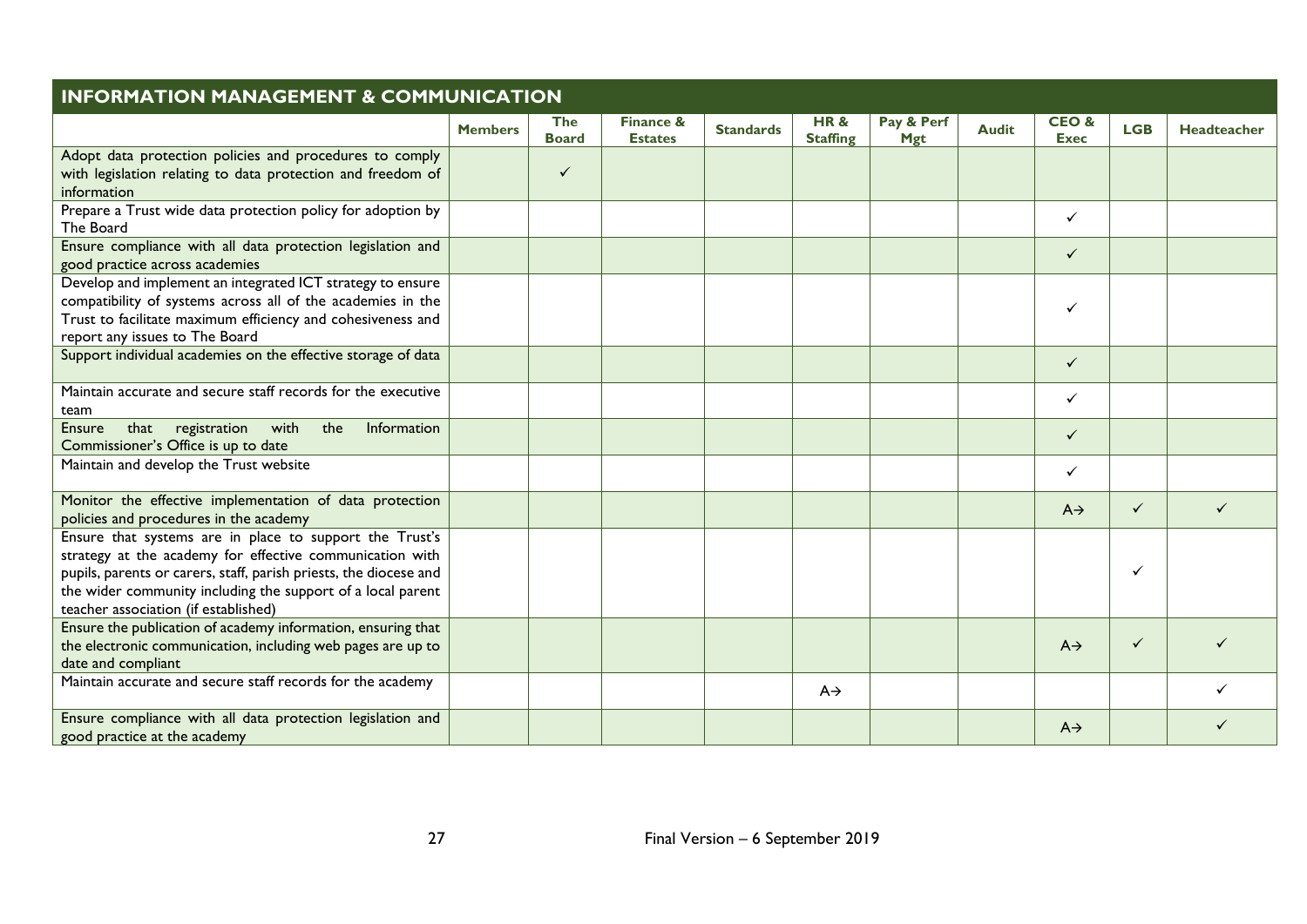## INFORMATION MANAGEMENT & COMMUNICATION

| | Members | The Board | Finance & Estates | Standards | HR & Staffing | Pay & Perf Mgt | Audit | CEO & Exec | LGB | Headteacher |
|---|---|---|---|---|---|---|---|---|---|---|
| Adopt data protection policies and procedures to comply with legislation relating to data protection and freedom of information | | ✓ | | | | | | | | |
| Prepare a Trust wide data protection policy for adoption by The Board | | | | | | | | ✓ | | |
| Ensure compliance with all data protection legislation and good practice across academies | | | | | | | | ✓ | | |
| Develop and implement an integrated ICT strategy to ensure compatibility of systems across all of the academies in the Trust to facilitate maximum efficiency and cohesiveness and report any issues to The Board | | | | | | | | ✓ | | |
| Support individual academies on the effective storage of data | | | | | | | | ✓ | | |
| Maintain accurate and secure staff records for the executive team | | | | | | | | ✓ | | |
| Ensure that registration with the Information Commissioner's Office is up to date | | | | | | | | ✓ | | |
| Maintain and develop the Trust website | | | | | | | | ✓ | | |
| Monitor the effective implementation of data protection policies and procedures in the academy | | | | | | | | A→ | ✓ | ✓ |
| Ensure that systems are in place to support the Trust's strategy at the academy for effective communication with pupils, parents or carers, staff, parish priests, the diocese and the wider community including the support of a local parent teacher association (if established) | | | | | | | | | ✓ | |
| Ensure the publication of academy information, ensuring that the electronic communication, including web pages are up to date and compliant | | | | | | | | A→ | ✓ | ✓ |
| Maintain accurate and secure staff records for the academy | | | | | A→ | | | | | ✓ |
| Ensure compliance with all data protection legislation and good practice at the academy | | | | | | | | A→ | | ✓ |

Final Version – 6 September 2019